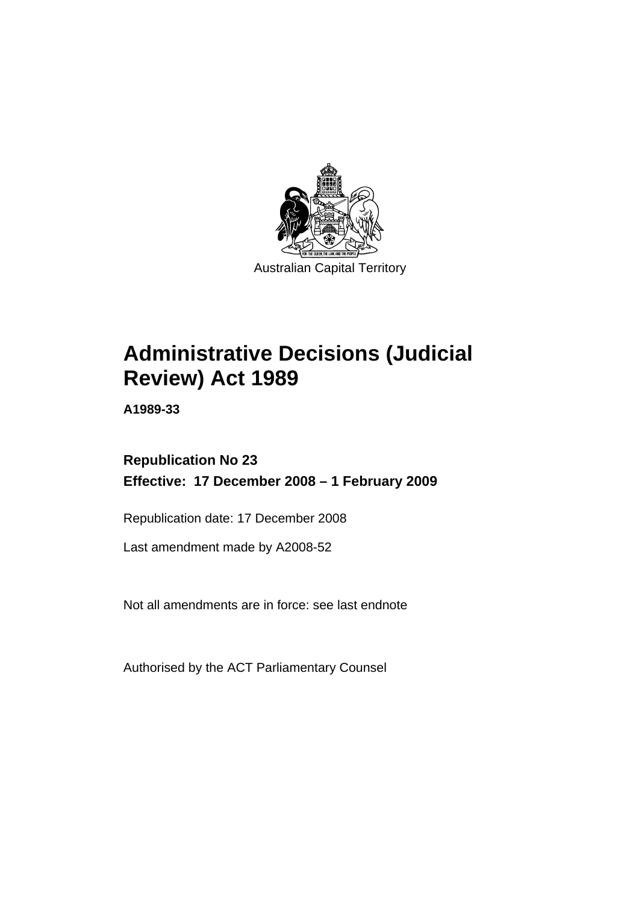Australian Capital Territory

# Administrative Decisions (Judicial Review) Act 1989

**A1989-33**

**Republication No 23**

**Effective: 17 December 2008 – 1 February 2009**

Republication date: 17 December 2008

Last amendment made by A2008-52

Not all amendments are in force: see last endnote

Authorised by the ACT Parliamentary Counsel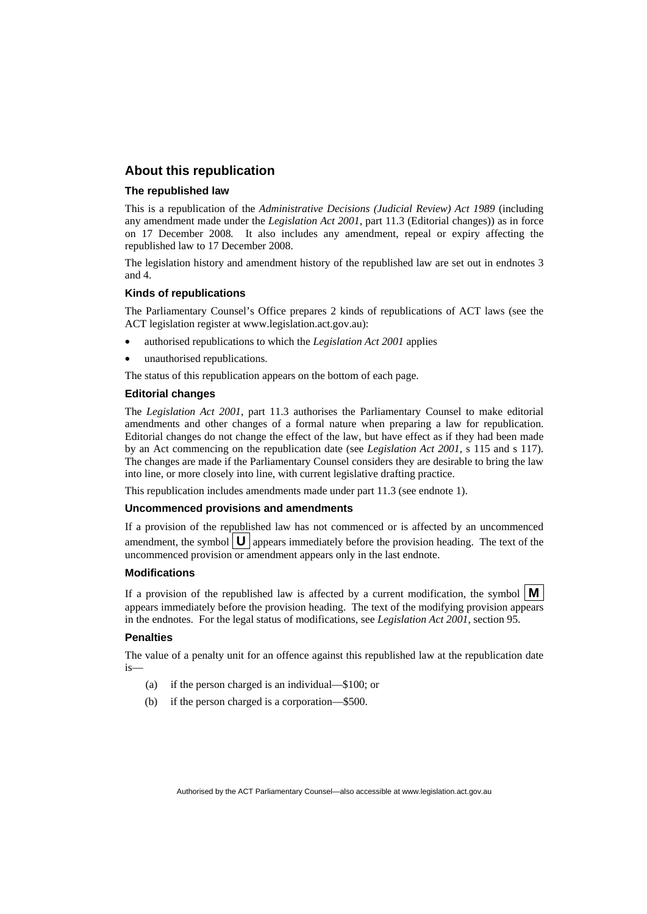## About this republication

### The republished law

This is a republication of the *Administrative Decisions (Judicial Review) Act 1989* (including any amendment made under the *Legislation Act 2001*, part 11.3 (Editorial changes)) as in force on 17 December 2008*.* It also includes any amendment, repeal or expiry affecting the republished law to 17 December 2008.

The legislation history and amendment history of the republished law are set out in endnotes 3 and 4.

### Kinds of republications

The Parliamentary Counsel's Office prepares 2 kinds of republications of ACT laws (see the ACT legislation register at www.legislation.act.gov.au):

- authorised republications to which the *Legislation Act 2001* applies
- unauthorised republications.

The status of this republication appears on the bottom of each page.

### Editorial changes

The *Legislation Act 2001*, part 11.3 authorises the Parliamentary Counsel to make editorial amendments and other changes of a formal nature when preparing a law for republication. Editorial changes do not change the effect of the law, but have effect as if they had been made by an Act commencing on the republication date (see *Legislation Act 2001*, s 115 and s 117). The changes are made if the Parliamentary Counsel considers they are desirable to bring the law into line, or more closely into line, with current legislative drafting practice.

This republication includes amendments made under part 11.3 (see endnote 1).

### Uncommenced provisions and amendments

If a provision of the republished law has not commenced or is affected by an uncommenced amendment, the symbol **U** appears immediately before the provision heading. The text of the uncommenced provision or amendment appears only in the last endnote.

### Modifications

If a provision of the republished law is affected by a current modification, the symbol **M** appears immediately before the provision heading. The text of the modifying provision appears in the endnotes. For the legal status of modifications, see *Legislation Act 2001*, section 95.

### Penalties

The value of a penalty unit for an offence against this republished law at the republication date is—

(a) if the person charged is an individual—$100; or

(b) if the person charged is a corporation—$500.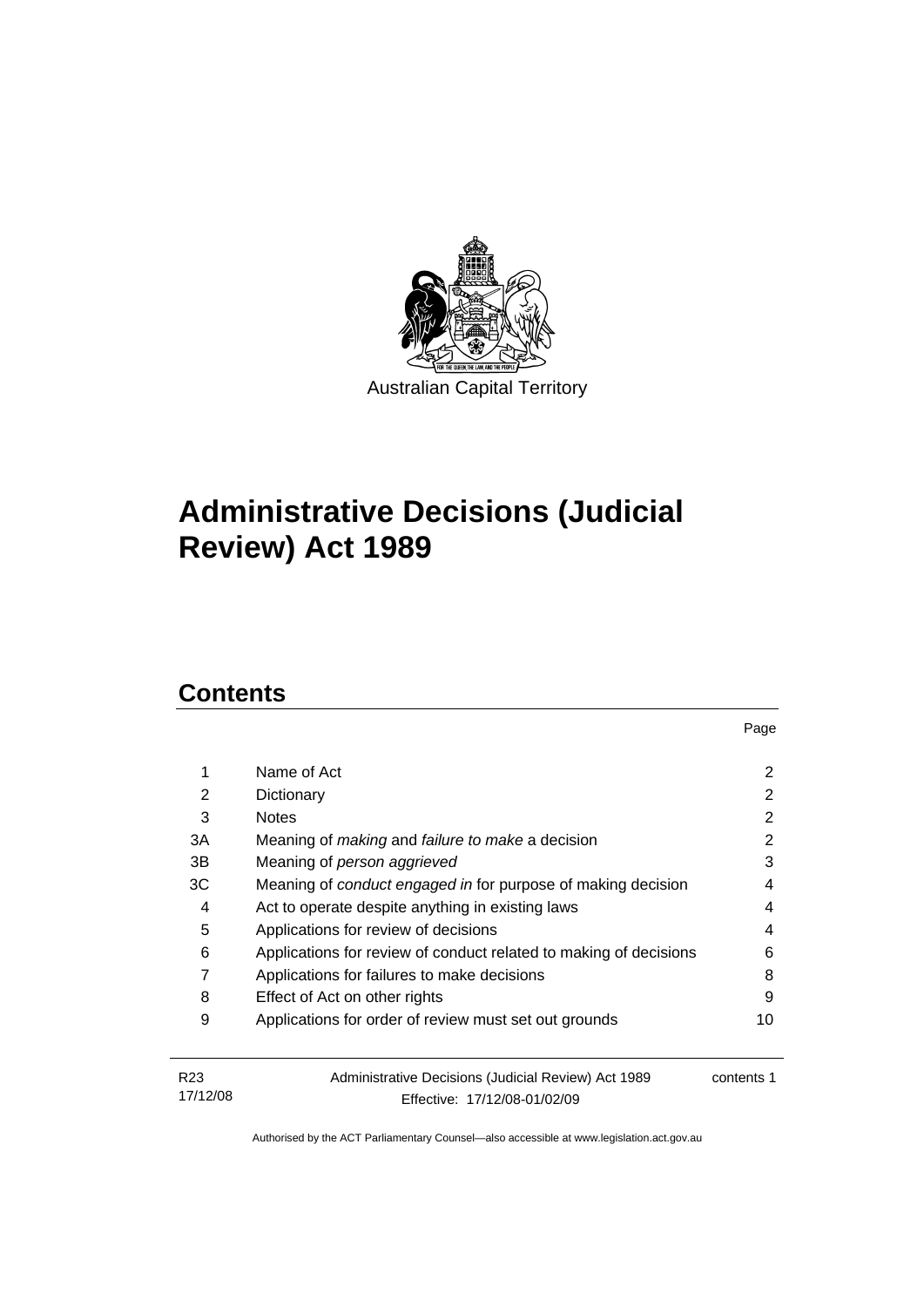Australian Capital Territory

# Administrative Decisions (Judicial Review) Act 1989

## Contents

| | | Page |
|---|---|---|
| 1 | Name of Act | 2 |
| 2 | Dictionary | 2 |
| 3 | Notes | 2 |
| 3A | Meaning of *making* and *failure to make* a decision | 2 |
| 3B | Meaning of *person aggrieved* | 3 |
| 3C | Meaning of *conduct engaged in* for purpose of making decision | 4 |
| 4 | Act to operate despite anything in existing laws | 4 |
| 5 | Applications for review of decisions | 4 |
| 6 | Applications for review of conduct related to making of decisions | 6 |
| 7 | Applications for failures to make decisions | 8 |
| 8 | Effect of Act on other rights | 9 |
| 9 | Applications for order of review must set out grounds | 10 |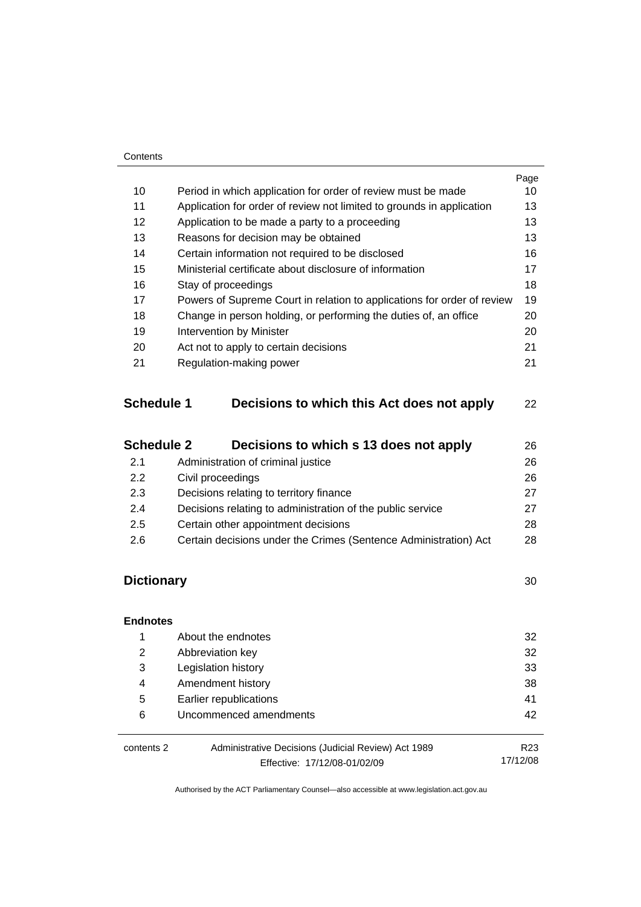| | | Page |
|---|---|---|
| 10 | Period in which application for order of review must be made | 10 |
| 11 | Application for order of review not limited to grounds in application | 13 |
| 12 | Application to be made a party to a proceeding | 13 |
| 13 | Reasons for decision may be obtained | 13 |
| 14 | Certain information not required to be disclosed | 16 |
| 15 | Ministerial certificate about disclosure of information | 17 |
| 16 | Stay of proceedings | 18 |
| 17 | Powers of Supreme Court in relation to applications for order of review | 19 |
| 18 | Change in person holding, or performing the duties of, an office | 20 |
| 19 | Intervention by Minister | 20 |
| 20 | Act not to apply to certain decisions | 21 |
| 21 | Regulation-making power | 21 |

| | | |
|---|---|---|
| **Schedule 1** | **Decisions to which this Act does not apply** | 22 |

| | | |
|---|---|---|
| **Schedule 2** | **Decisions to which s 13 does not apply** | 26 |
| 2.1 | Administration of criminal justice | 26 |
| 2.2 | Civil proceedings | 26 |
| 2.3 | Decisions relating to territory finance | 27 |
| 2.4 | Decisions relating to administration of the public service | 27 |
| 2.5 | Certain other appointment decisions | 28 |
| 2.6 | Certain decisions under the Crimes (Sentence Administration) Act | 28 |

| | |
|---|---|
| **Dictionary** | 30 |

**Endnotes**

| | | |
|---|---|---|
| 1 | About the endnotes | 32 |
| 2 | Abbreviation key | 32 |
| 3 | Legislation history | 33 |
| 4 | Amendment history | 38 |
| 5 | Earlier republications | 41 |
| 6 | Uncommenced amendments | 42 |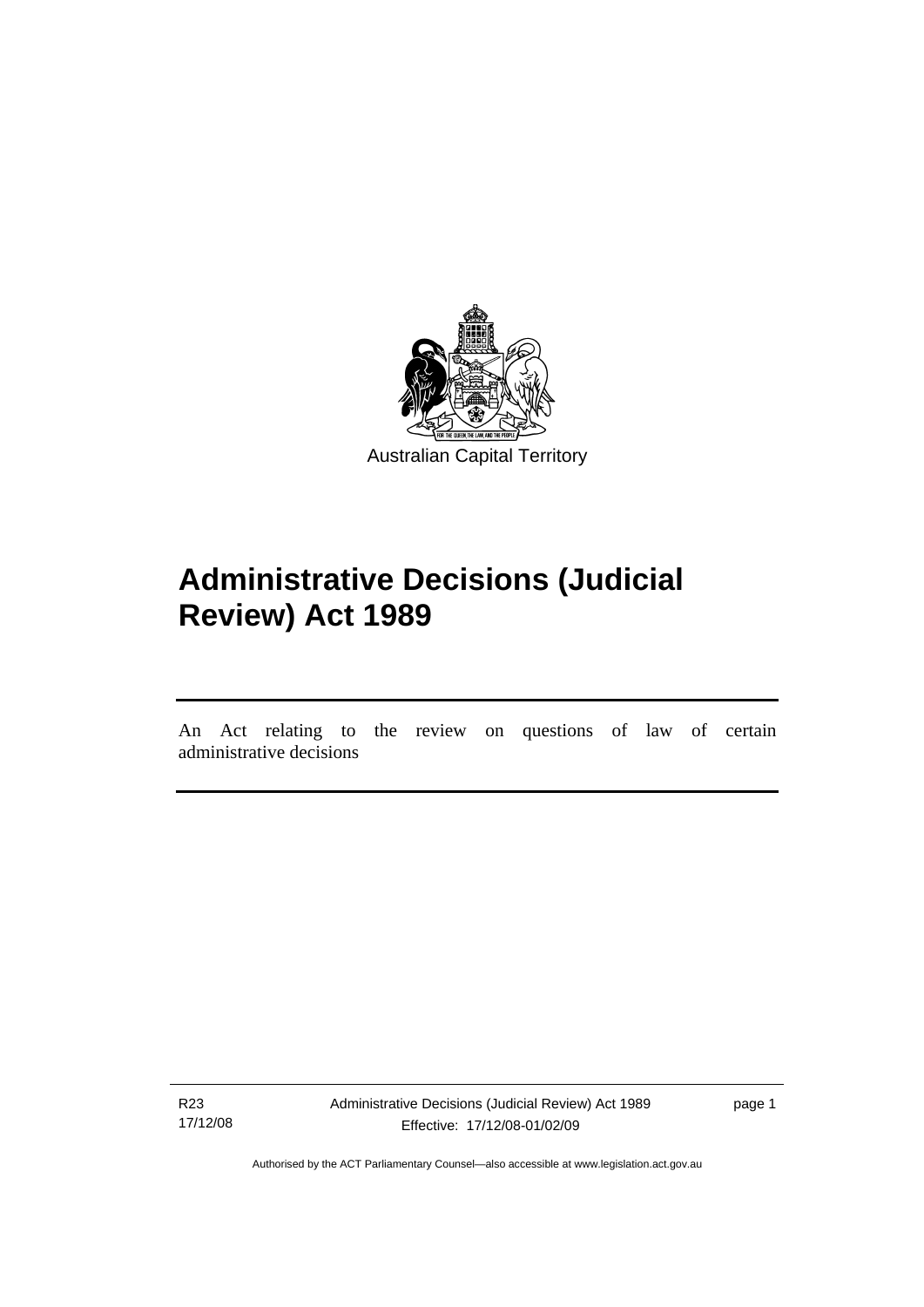Australian Capital Territory

# Administrative Decisions (Judicial Review) Act 1989

An Act relating to the review on questions of law of certain administrative decisions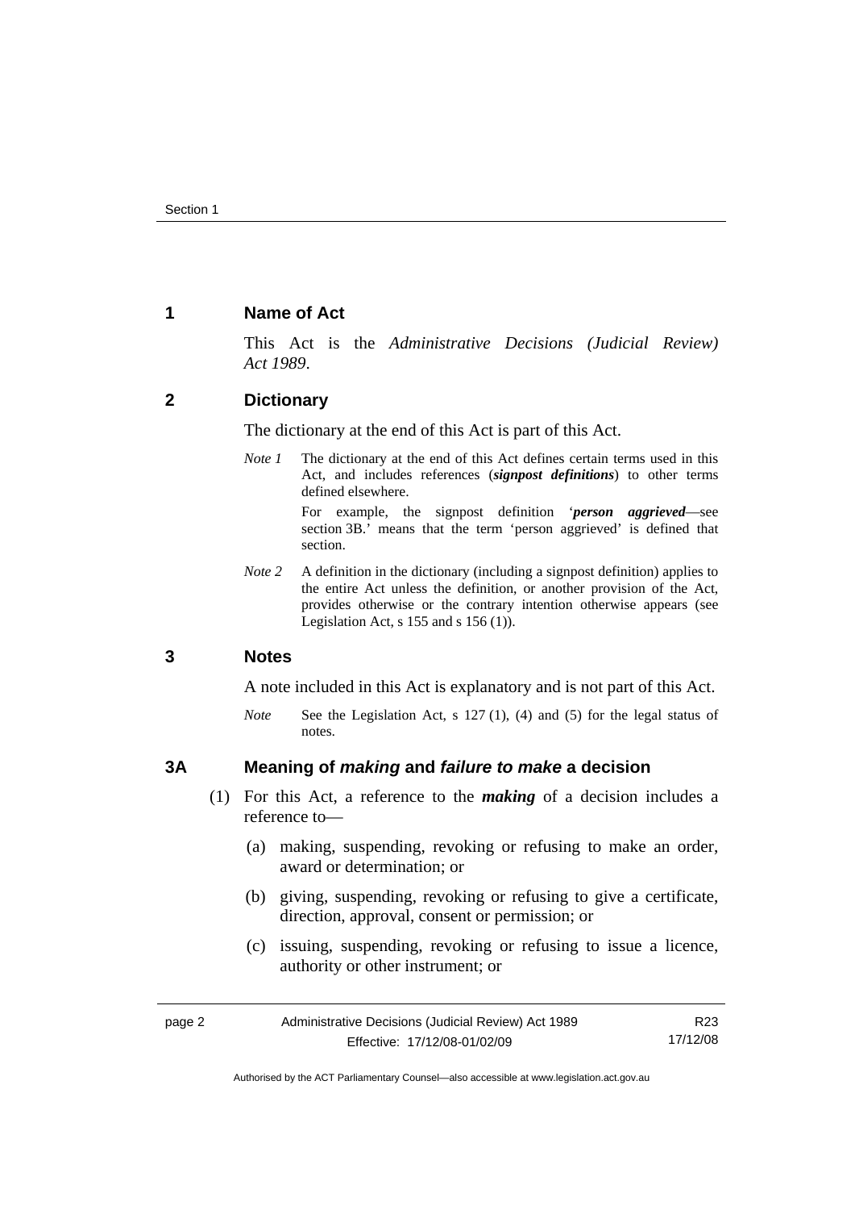## 1 Name of Act

This Act is the *Administrative Decisions (Judicial Review) Act 1989*.

## 2 Dictionary

The dictionary at the end of this Act is part of this Act.

*Note 1* The dictionary at the end of this Act defines certain terms used in this Act, and includes references (***signpost definitions***) to other terms defined elsewhere.

For example, the signpost definition '***person aggrieved***—see section 3B.' means that the term 'person aggrieved' is defined that section.

*Note 2* A definition in the dictionary (including a signpost definition) applies to the entire Act unless the definition, or another provision of the Act, provides otherwise or the contrary intention otherwise appears (see Legislation Act, s 155 and s 156 (1)).

## 3 Notes

A note included in this Act is explanatory and is not part of this Act.

*Note* See the Legislation Act, s 127 (1), (4) and (5) for the legal status of notes.

## 3A Meaning of *making* and *failure to make* a decision

(1) For this Act, a reference to the ***making*** of a decision includes a reference to—

(a) making, suspending, revoking or refusing to make an order, award or determination; or

(b) giving, suspending, revoking or refusing to give a certificate, direction, approval, consent or permission; or

(c) issuing, suspending, revoking or refusing to issue a licence, authority or other instrument; or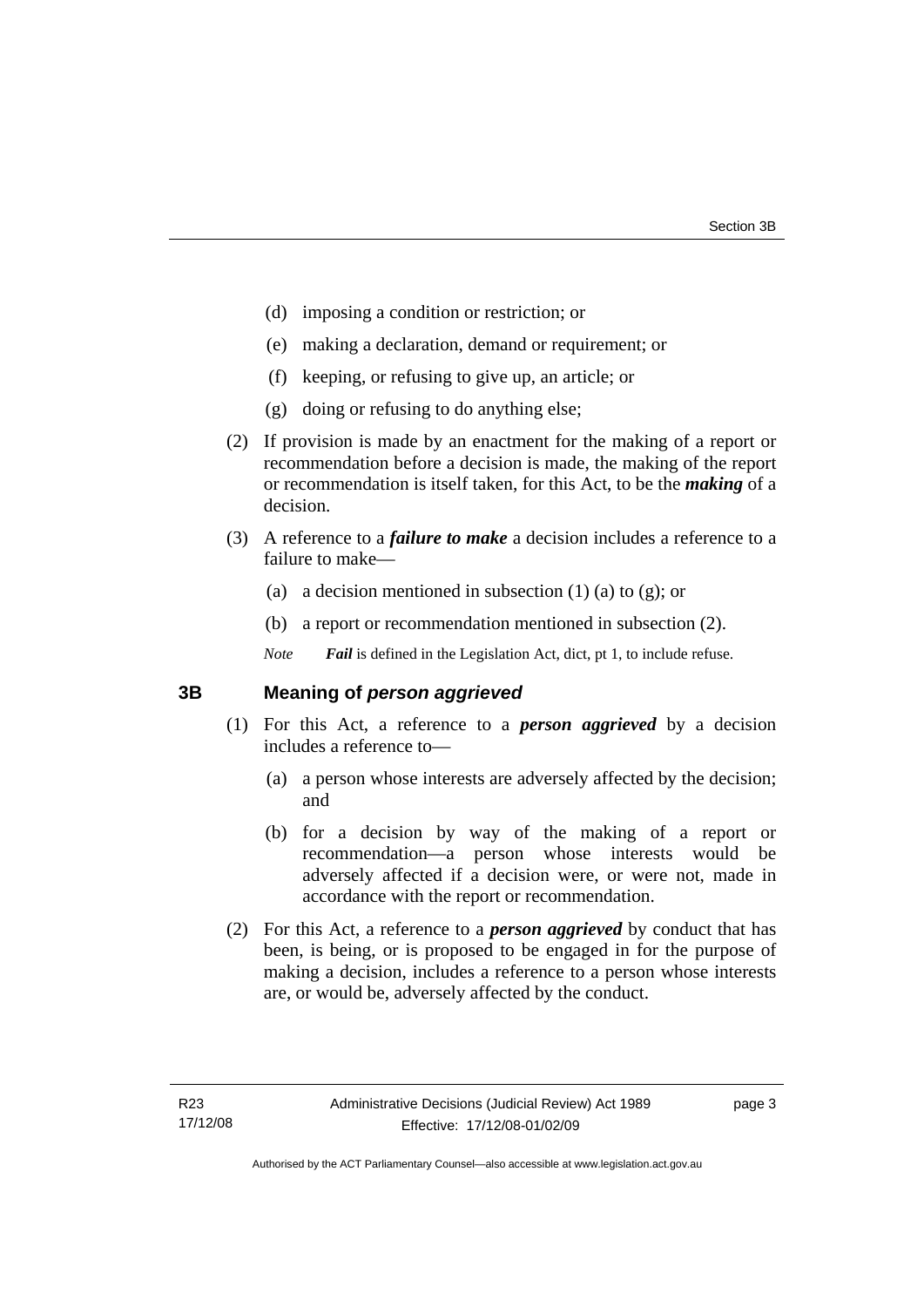(d) imposing a condition or restriction; or

(e) making a declaration, demand or requirement; or

(f) keeping, or refusing to give up, an article; or

(g) doing or refusing to do anything else;

(2) If provision is made by an enactment for the making of a report or recommendation before a decision is made, the making of the report or recommendation is itself taken, for this Act, to be the ***making*** of a decision.

(3) A reference to a ***failure to make*** a decision includes a reference to a failure to make—

(a) a decision mentioned in subsection (1) (a) to (g); or

(b) a report or recommendation mentioned in subsection (2).

*Note* ***Fail*** is defined in the Legislation Act, dict, pt 1, to include refuse.

## 3B Meaning of *person aggrieved*

(1) For this Act, a reference to a ***person aggrieved*** by a decision includes a reference to—

(a) a person whose interests are adversely affected by the decision; and

(b) for a decision by way of the making of a report or recommendation—a person whose interests would be adversely affected if a decision were, or were not, made in accordance with the report or recommendation.

(2) For this Act, a reference to a ***person aggrieved*** by conduct that has been, is being, or is proposed to be engaged in for the purpose of making a decision, includes a reference to a person whose interests are, or would be, adversely affected by the conduct.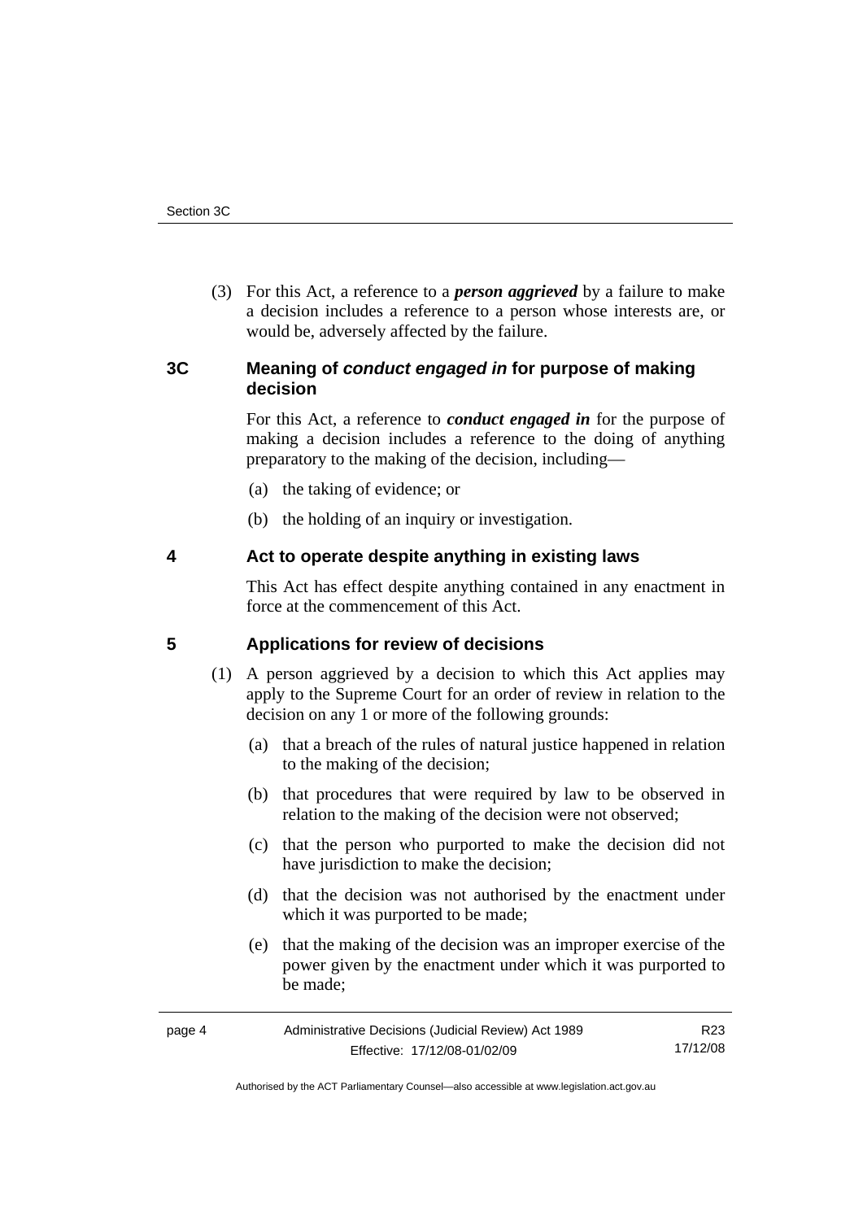(3) For this Act, a reference to a ***person aggrieved*** by a failure to make a decision includes a reference to a person whose interests are, or would be, adversely affected by the failure.

## 3C Meaning of *conduct engaged in* for purpose of making decision

For this Act, a reference to ***conduct engaged in*** for the purpose of making a decision includes a reference to the doing of anything preparatory to the making of the decision, including—

(a) the taking of evidence; or

(b) the holding of an inquiry or investigation.

## 4 Act to operate despite anything in existing laws

This Act has effect despite anything contained in any enactment in force at the commencement of this Act.

## 5 Applications for review of decisions

(1) A person aggrieved by a decision to which this Act applies may apply to the Supreme Court for an order of review in relation to the decision on any 1 or more of the following grounds:

(a) that a breach of the rules of natural justice happened in relation to the making of the decision;

(b) that procedures that were required by law to be observed in relation to the making of the decision were not observed;

(c) that the person who purported to make the decision did not have jurisdiction to make the decision;

(d) that the decision was not authorised by the enactment under which it was purported to be made;

(e) that the making of the decision was an improper exercise of the power given by the enactment under which it was purported to be made;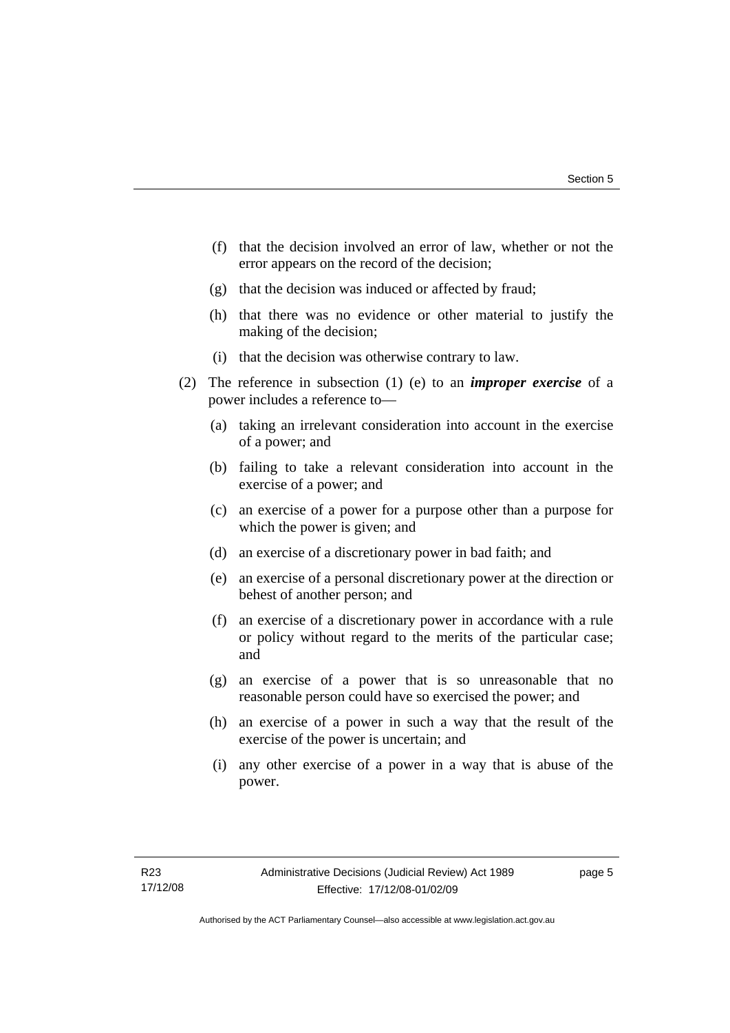(f) that the decision involved an error of law, whether or not the error appears on the record of the decision;

(g) that the decision was induced or affected by fraud;

(h) that there was no evidence or other material to justify the making of the decision;

(i) that the decision was otherwise contrary to law.

(2) The reference in subsection (1) (e) to an ***improper exercise*** of a power includes a reference to—

(a) taking an irrelevant consideration into account in the exercise of a power; and

(b) failing to take a relevant consideration into account in the exercise of a power; and

(c) an exercise of a power for a purpose other than a purpose for which the power is given; and

(d) an exercise of a discretionary power in bad faith; and

(e) an exercise of a personal discretionary power at the direction or behest of another person; and

(f) an exercise of a discretionary power in accordance with a rule or policy without regard to the merits of the particular case; and

(g) an exercise of a power that is so unreasonable that no reasonable person could have so exercised the power; and

(h) an exercise of a power in such a way that the result of the exercise of the power is uncertain; and

(i) any other exercise of a power in a way that is abuse of the power.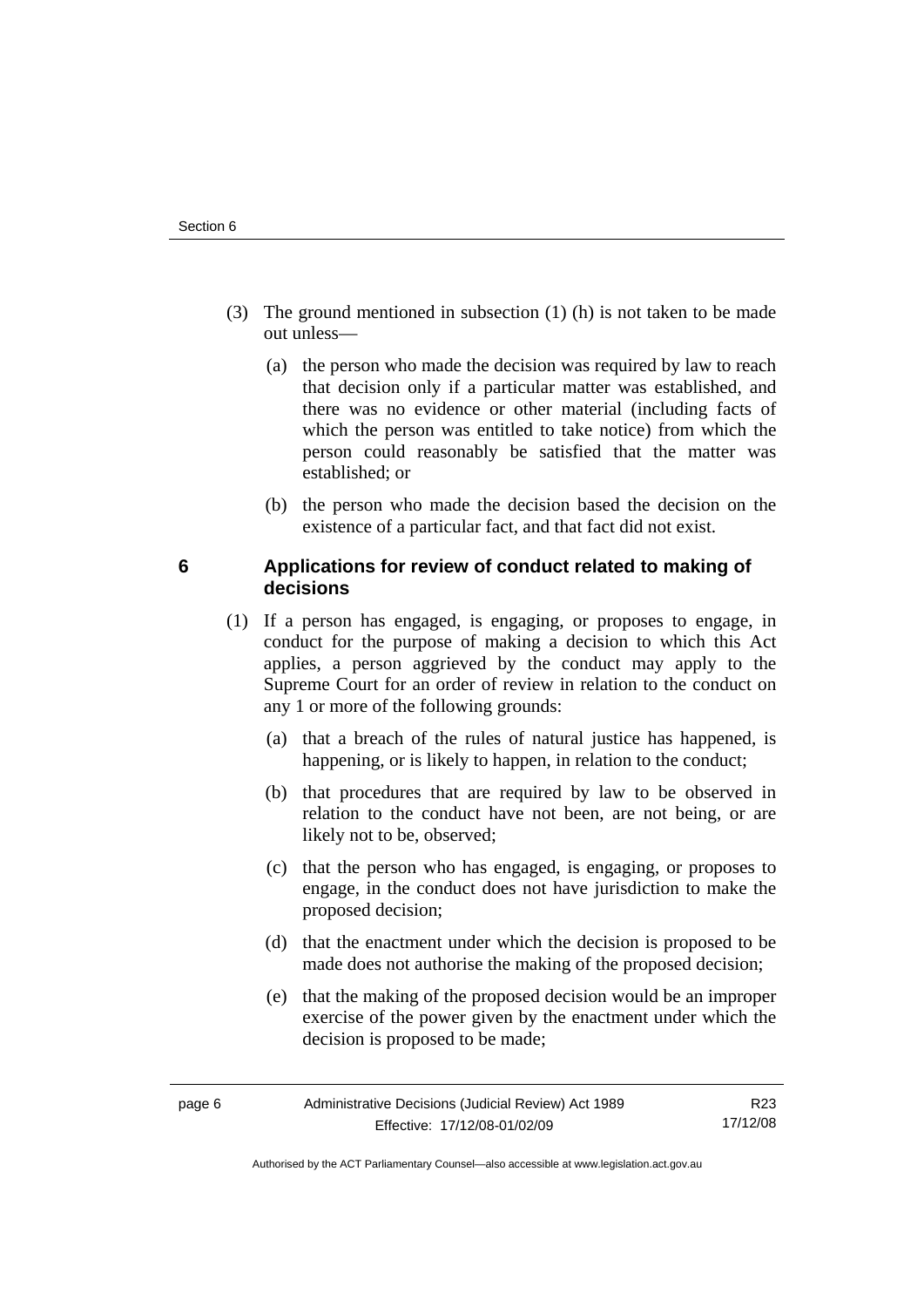(3) The ground mentioned in subsection (1) (h) is not taken to be made out unless—

(a) the person who made the decision was required by law to reach that decision only if a particular matter was established, and there was no evidence or other material (including facts of which the person was entitled to take notice) from which the person could reasonably be satisfied that the matter was established; or

(b) the person who made the decision based the decision on the existence of a particular fact, and that fact did not exist.

## 6 Applications for review of conduct related to making of decisions

(1) If a person has engaged, is engaging, or proposes to engage, in conduct for the purpose of making a decision to which this Act applies, a person aggrieved by the conduct may apply to the Supreme Court for an order of review in relation to the conduct on any 1 or more of the following grounds:

(a) that a breach of the rules of natural justice has happened, is happening, or is likely to happen, in relation to the conduct;

(b) that procedures that are required by law to be observed in relation to the conduct have not been, are not being, or are likely not to be, observed;

(c) that the person who has engaged, is engaging, or proposes to engage, in the conduct does not have jurisdiction to make the proposed decision;

(d) that the enactment under which the decision is proposed to be made does not authorise the making of the proposed decision;

(e) that the making of the proposed decision would be an improper exercise of the power given by the enactment under which the decision is proposed to be made;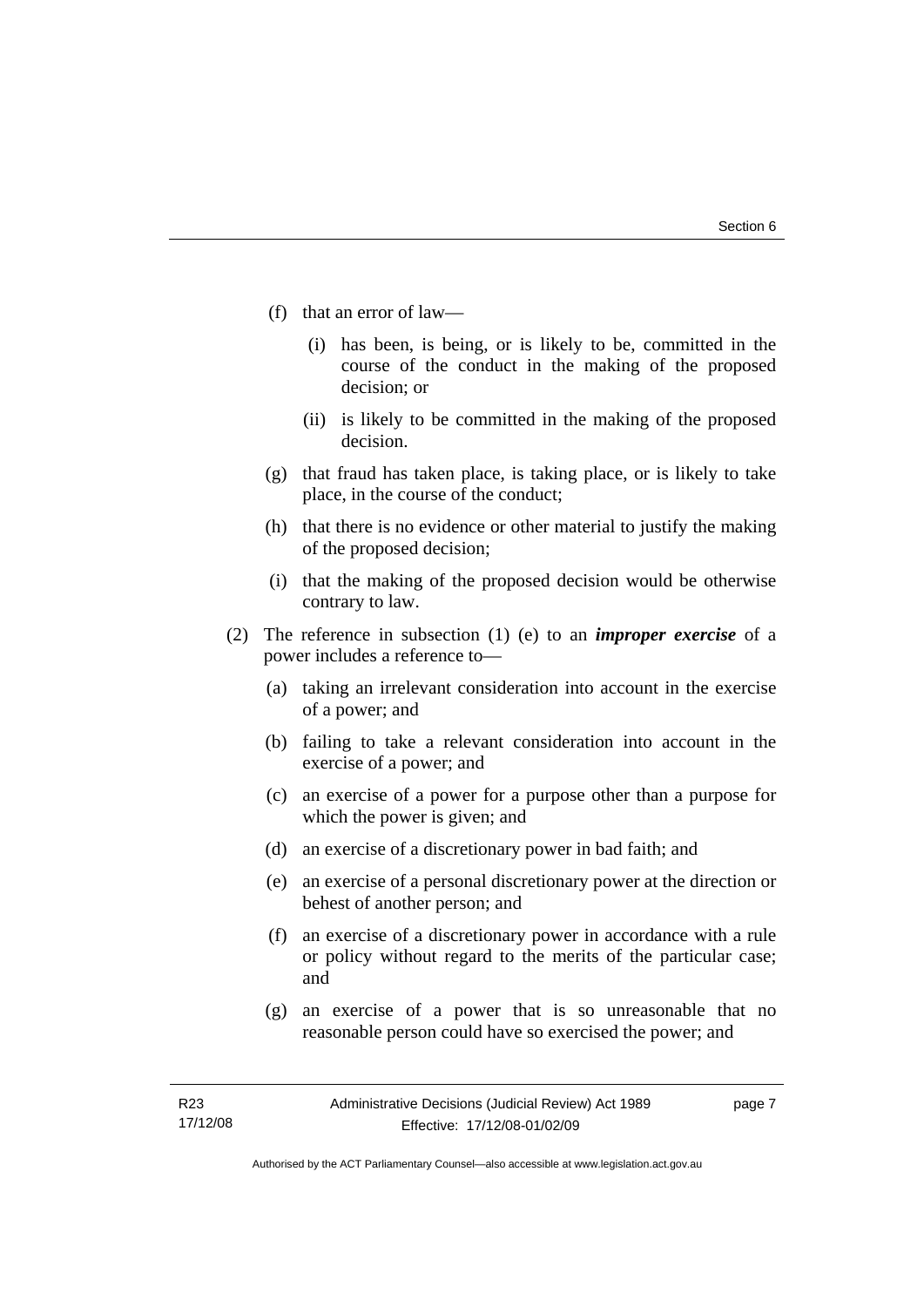(f) that an error of law—

(i) has been, is being, or is likely to be, committed in the course of the conduct in the making of the proposed decision; or

(ii) is likely to be committed in the making of the proposed decision.

(g) that fraud has taken place, is taking place, or is likely to take place, in the course of the conduct;

(h) that there is no evidence or other material to justify the making of the proposed decision;

(i) that the making of the proposed decision would be otherwise contrary to law.

(2) The reference in subsection (1) (e) to an ***improper exercise*** of a power includes a reference to—

(a) taking an irrelevant consideration into account in the exercise of a power; and

(b) failing to take a relevant consideration into account in the exercise of a power; and

(c) an exercise of a power for a purpose other than a purpose for which the power is given; and

(d) an exercise of a discretionary power in bad faith; and

(e) an exercise of a personal discretionary power at the direction or behest of another person; and

(f) an exercise of a discretionary power in accordance with a rule or policy without regard to the merits of the particular case; and

(g) an exercise of a power that is so unreasonable that no reasonable person could have so exercised the power; and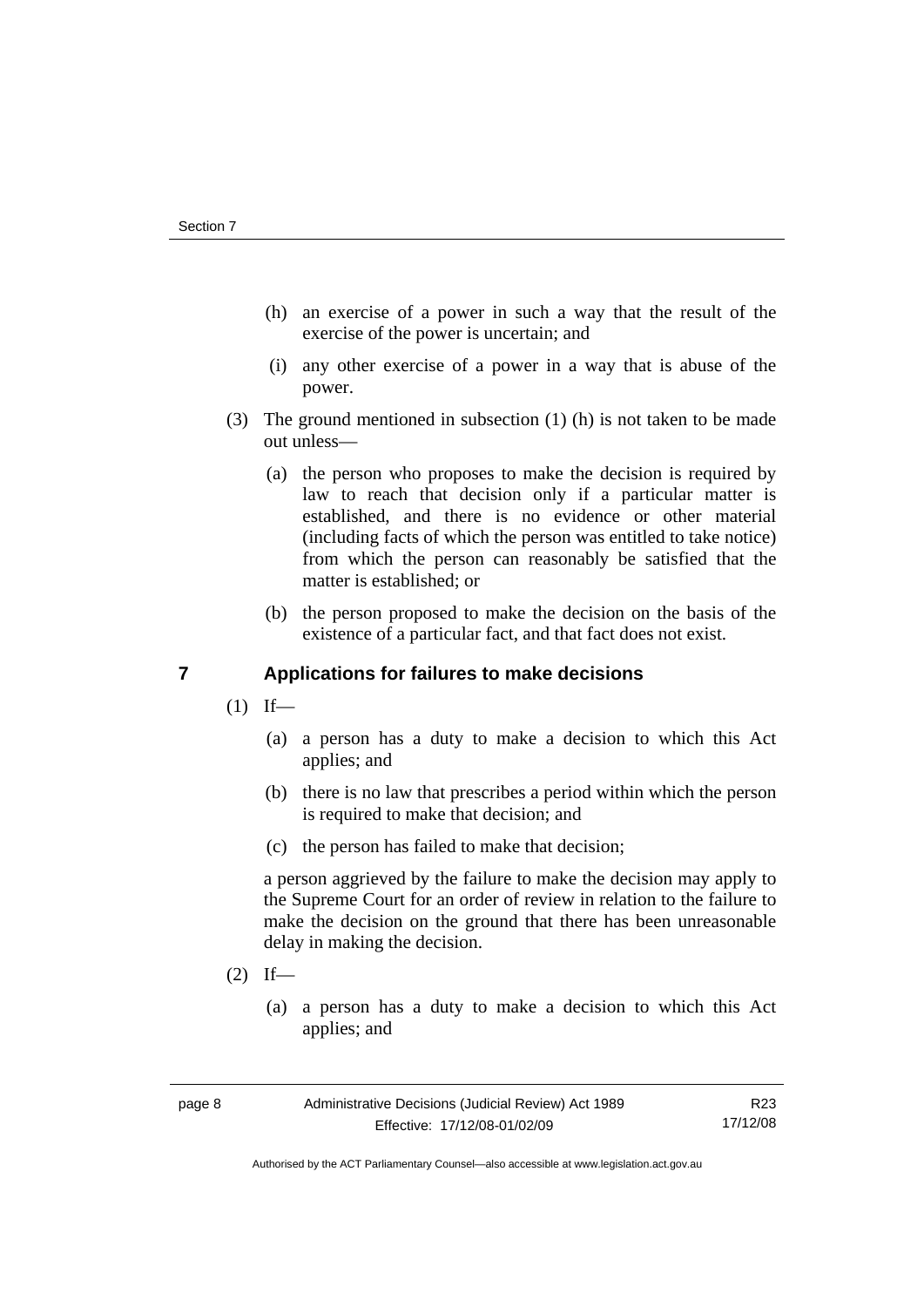(h) an exercise of a power in such a way that the result of the exercise of the power is uncertain; and

(i) any other exercise of a power in a way that is abuse of the power.

(3) The ground mentioned in subsection (1) (h) is not taken to be made out unless—

(a) the person who proposes to make the decision is required by law to reach that decision only if a particular matter is established, and there is no evidence or other material (including facts of which the person was entitled to take notice) from which the person can reasonably be satisfied that the matter is established; or

(b) the person proposed to make the decision on the basis of the existence of a particular fact, and that fact does not exist.

## 7 Applications for failures to make decisions

(1) If—

(a) a person has a duty to make a decision to which this Act applies; and

(b) there is no law that prescribes a period within which the person is required to make that decision; and

(c) the person has failed to make that decision;

a person aggrieved by the failure to make the decision may apply to the Supreme Court for an order of review in relation to the failure to make the decision on the ground that there has been unreasonable delay in making the decision.

(2) If—

(a) a person has a duty to make a decision to which this Act applies; and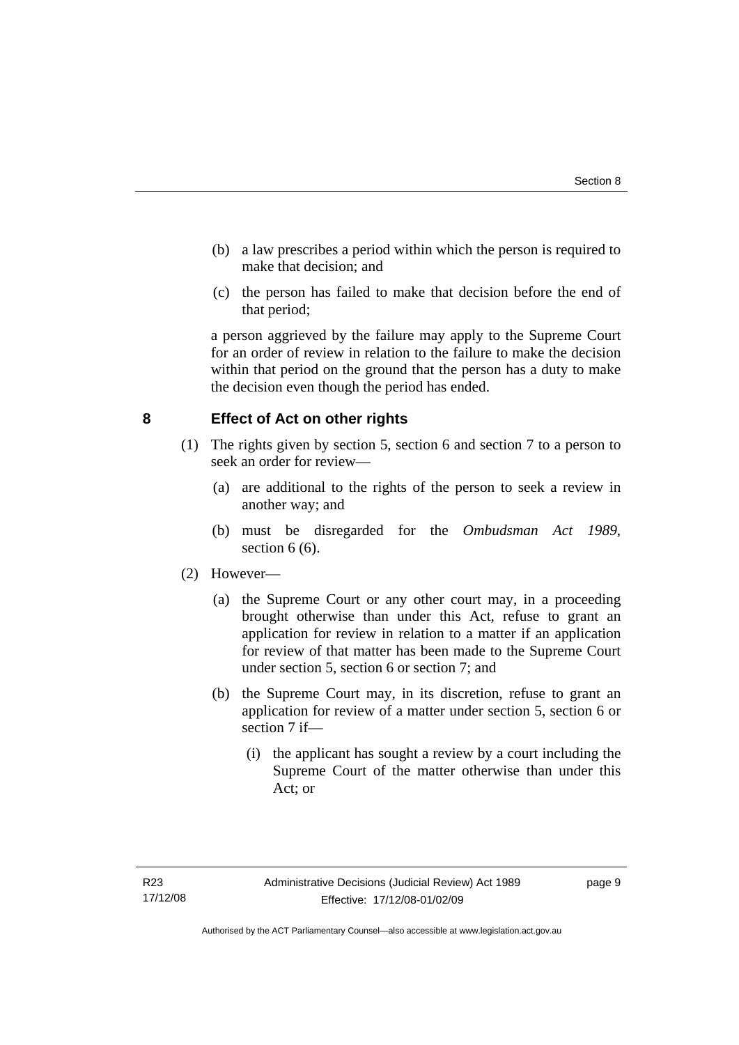(b) a law prescribes a period within which the person is required to make that decision; and

(c) the person has failed to make that decision before the end of that period;

a person aggrieved by the failure may apply to the Supreme Court for an order of review in relation to the failure to make the decision within that period on the ground that the person has a duty to make the decision even though the period has ended.

## 8 Effect of Act on other rights

(1) The rights given by section 5, section 6 and section 7 to a person to seek an order for review—

(a) are additional to the rights of the person to seek a review in another way; and

(b) must be disregarded for the *Ombudsman Act 1989*, section 6 (6).

(2) However—

(a) the Supreme Court or any other court may, in a proceeding brought otherwise than under this Act, refuse to grant an application for review in relation to a matter if an application for review of that matter has been made to the Supreme Court under section 5, section 6 or section 7; and

(b) the Supreme Court may, in its discretion, refuse to grant an application for review of a matter under section 5, section 6 or section 7 if—

(i) the applicant has sought a review by a court including the Supreme Court of the matter otherwise than under this Act; or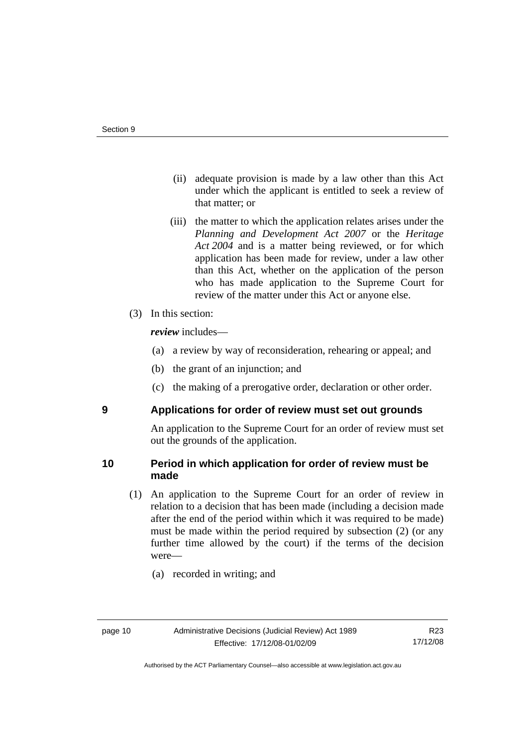(ii) adequate provision is made by a law other than this Act under which the applicant is entitled to seek a review of that matter; or

(iii) the matter to which the application relates arises under the *Planning and Development Act 2007* or the *Heritage Act 2004* and is a matter being reviewed, or for which application has been made for review, under a law other than this Act, whether on the application of the person who has made application to the Supreme Court for review of the matter under this Act or anyone else.

(3) In this section:

***review*** includes—

(a) a review by way of reconsideration, rehearing or appeal; and

(b) the grant of an injunction; and

(c) the making of a prerogative order, declaration or other order.

## 9 Applications for order of review must set out grounds

An application to the Supreme Court for an order of review must set out the grounds of the application.

## 10 Period in which application for order of review must be made

(1) An application to the Supreme Court for an order of review in relation to a decision that has been made (including a decision made after the end of the period within which it was required to be made) must be made within the period required by subsection (2) (or any further time allowed by the court) if the terms of the decision were—

(a) recorded in writing; and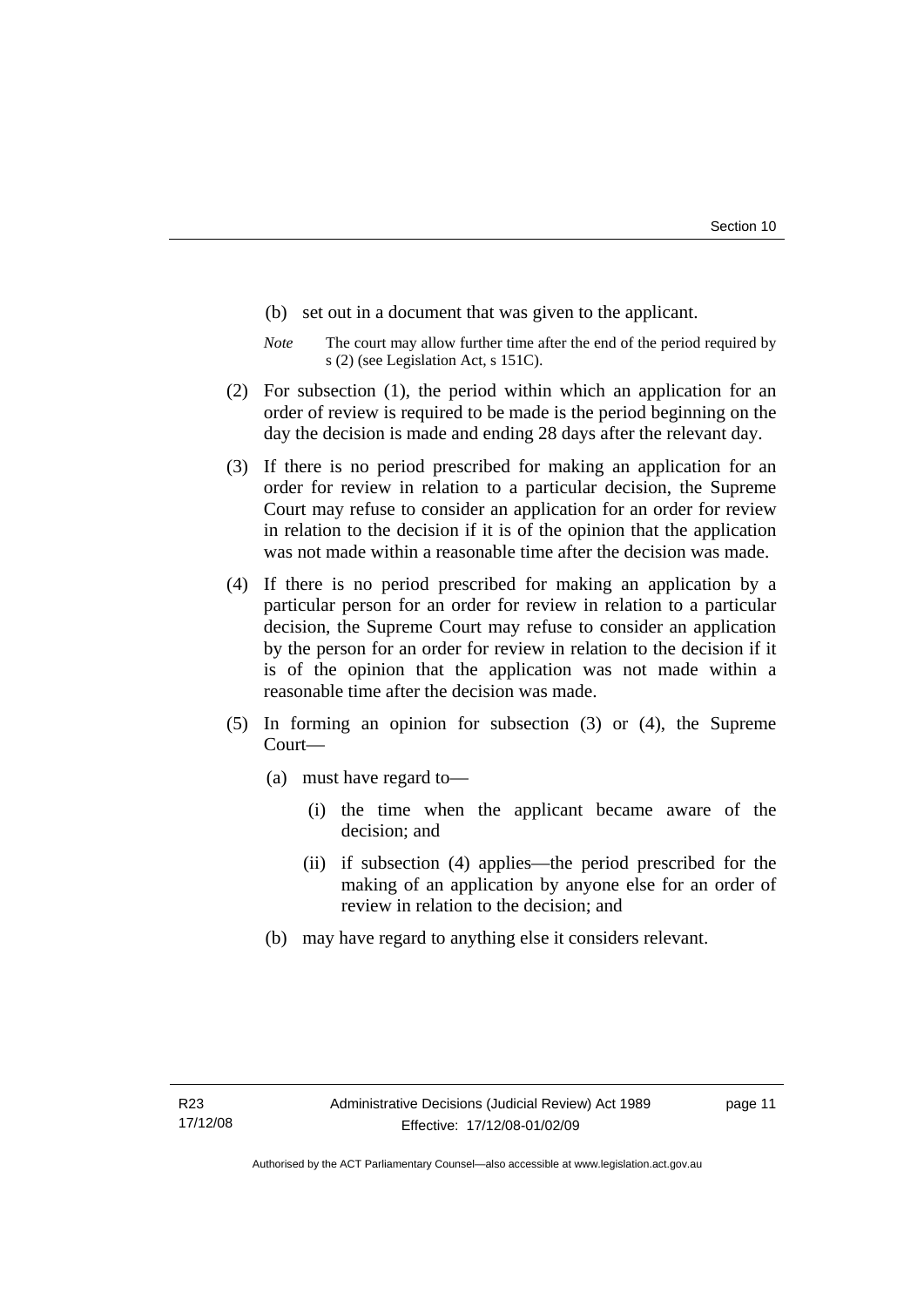(b) set out in a document that was given to the applicant.

*Note* The court may allow further time after the end of the period required by s (2) (see Legislation Act, s 151C).

(2) For subsection (1), the period within which an application for an order of review is required to be made is the period beginning on the day the decision is made and ending 28 days after the relevant day.

(3) If there is no period prescribed for making an application for an order for review in relation to a particular decision, the Supreme Court may refuse to consider an application for an order for review in relation to the decision if it is of the opinion that the application was not made within a reasonable time after the decision was made.

(4) If there is no period prescribed for making an application by a particular person for an order for review in relation to a particular decision, the Supreme Court may refuse to consider an application by the person for an order for review in relation to the decision if it is of the opinion that the application was not made within a reasonable time after the decision was made.

(5) In forming an opinion for subsection (3) or (4), the Supreme Court—

(a) must have regard to—

(i) the time when the applicant became aware of the decision; and

(ii) if subsection (4) applies—the period prescribed for the making of an application by anyone else for an order of review in relation to the decision; and

(b) may have regard to anything else it considers relevant.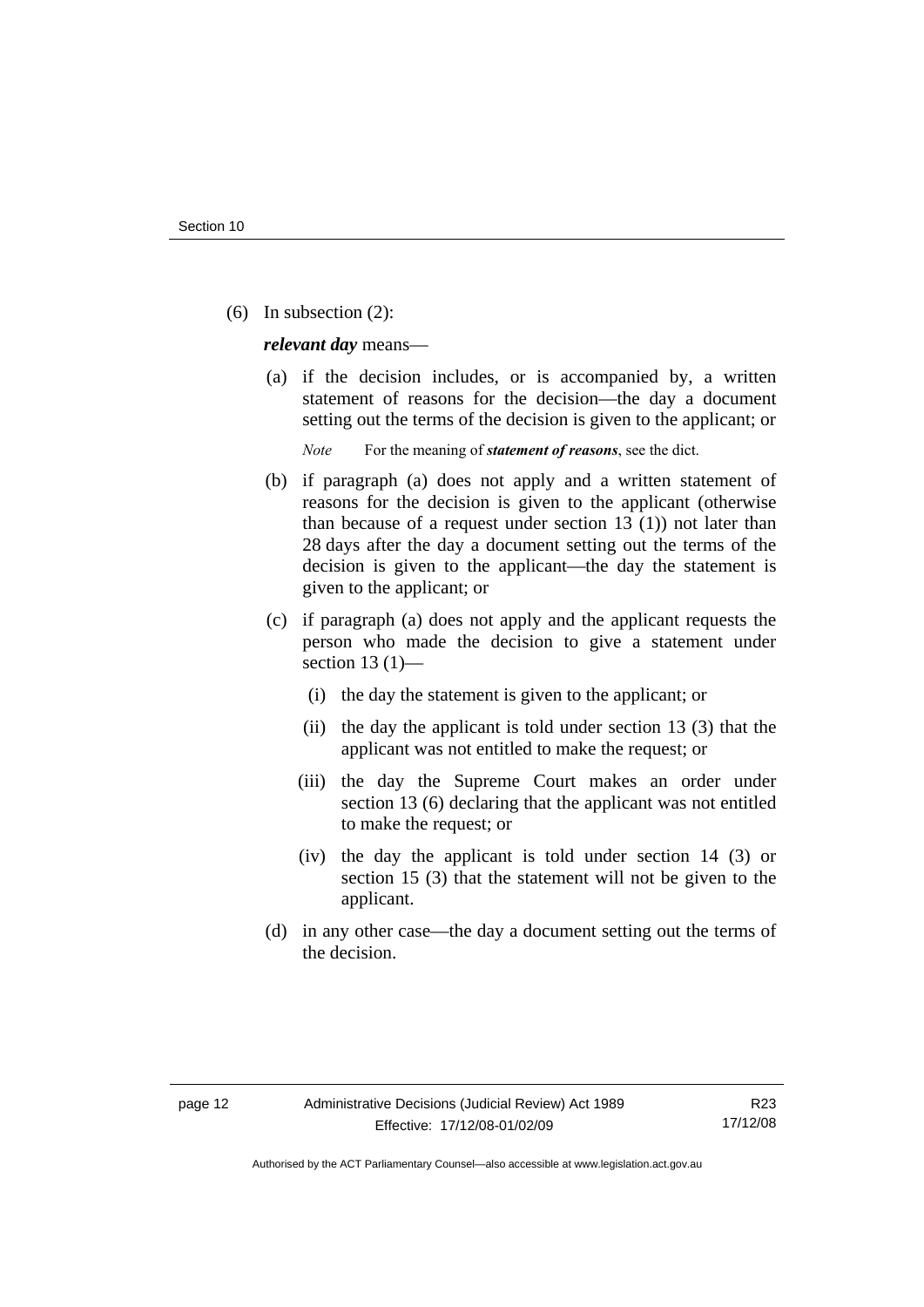(6) In subsection (2):

***relevant day*** means—

(a) if the decision includes, or is accompanied by, a written statement of reasons for the decision—the day a document setting out the terms of the decision is given to the applicant; or

*Note* For the meaning of ***statement of reasons***, see the dict.

(b) if paragraph (a) does not apply and a written statement of reasons for the decision is given to the applicant (otherwise than because of a request under section 13 (1)) not later than 28 days after the day a document setting out the terms of the decision is given to the applicant—the day the statement is given to the applicant; or

(c) if paragraph (a) does not apply and the applicant requests the person who made the decision to give a statement under section 13 (1)—

(i) the day the statement is given to the applicant; or

(ii) the day the applicant is told under section 13 (3) that the applicant was not entitled to make the request; or

(iii) the day the Supreme Court makes an order under section 13 (6) declaring that the applicant was not entitled to make the request; or

(iv) the day the applicant is told under section 14 (3) or section 15 (3) that the statement will not be given to the applicant.

(d) in any other case—the day a document setting out the terms of the decision.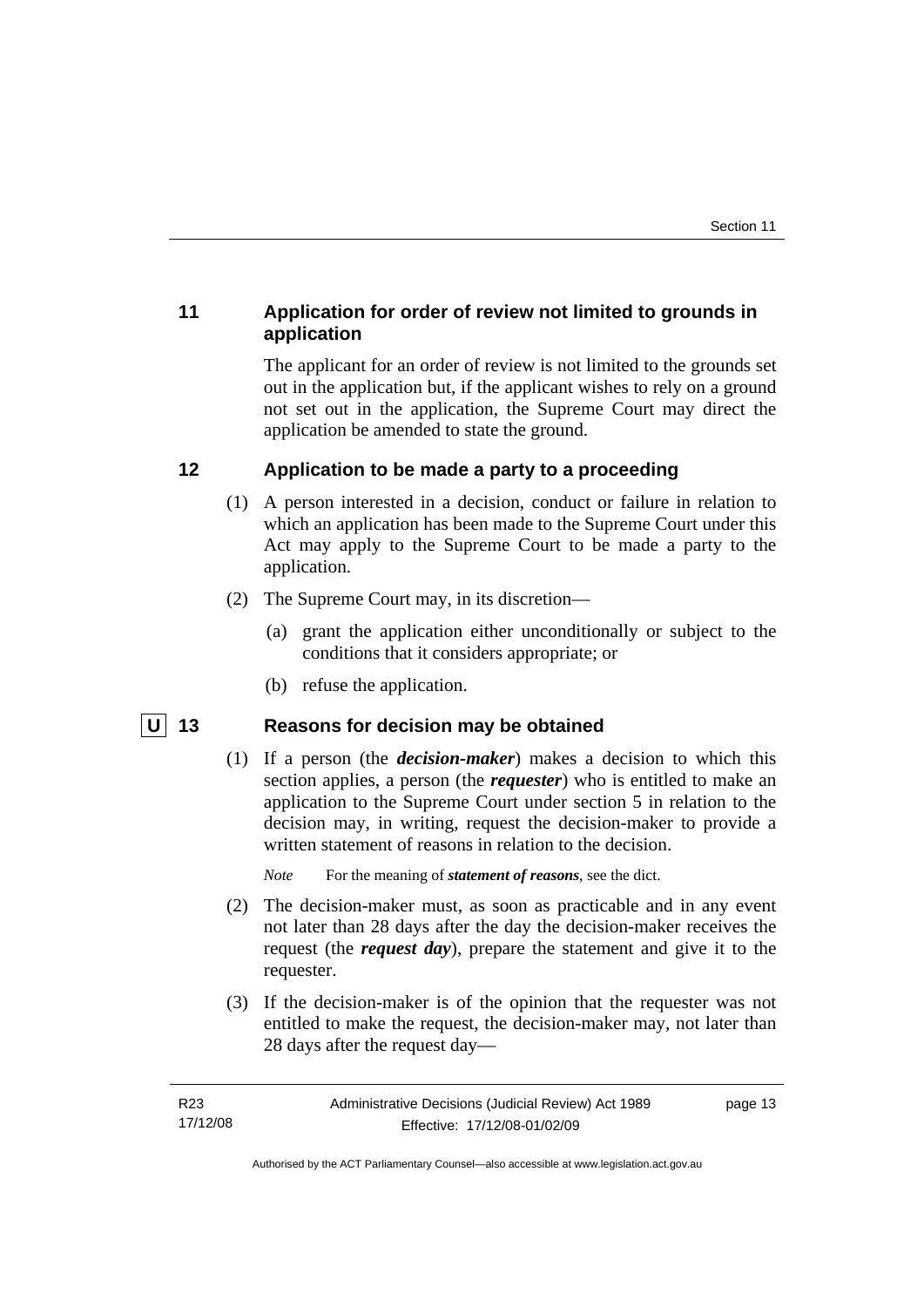## 11 Application for order of review not limited to grounds in application

The applicant for an order of review is not limited to the grounds set out in the application but, if the applicant wishes to rely on a ground not set out in the application, the Supreme Court may direct the application be amended to state the ground.

## 12 Application to be made a party to a proceeding

(1) A person interested in a decision, conduct or failure in relation to which an application has been made to the Supreme Court under this Act may apply to the Supreme Court to be made a party to the application.

(2) The Supreme Court may, in its discretion—

(a) grant the application either unconditionally or subject to the conditions that it considers appropriate; or

(b) refuse the application.

## U 13 Reasons for decision may be obtained

(1) If a person (the ***decision-maker***) makes a decision to which this section applies, a person (the ***requester***) who is entitled to make an application to the Supreme Court under section 5 in relation to the decision may, in writing, request the decision-maker to provide a written statement of reasons in relation to the decision.

*Note* For the meaning of ***statement of reasons***, see the dict.

(2) The decision-maker must, as soon as practicable and in any event not later than 28 days after the day the decision-maker receives the request (the ***request day***), prepare the statement and give it to the requester.

(3) If the decision-maker is of the opinion that the requester was not entitled to make the request, the decision-maker may, not later than 28 days after the request day—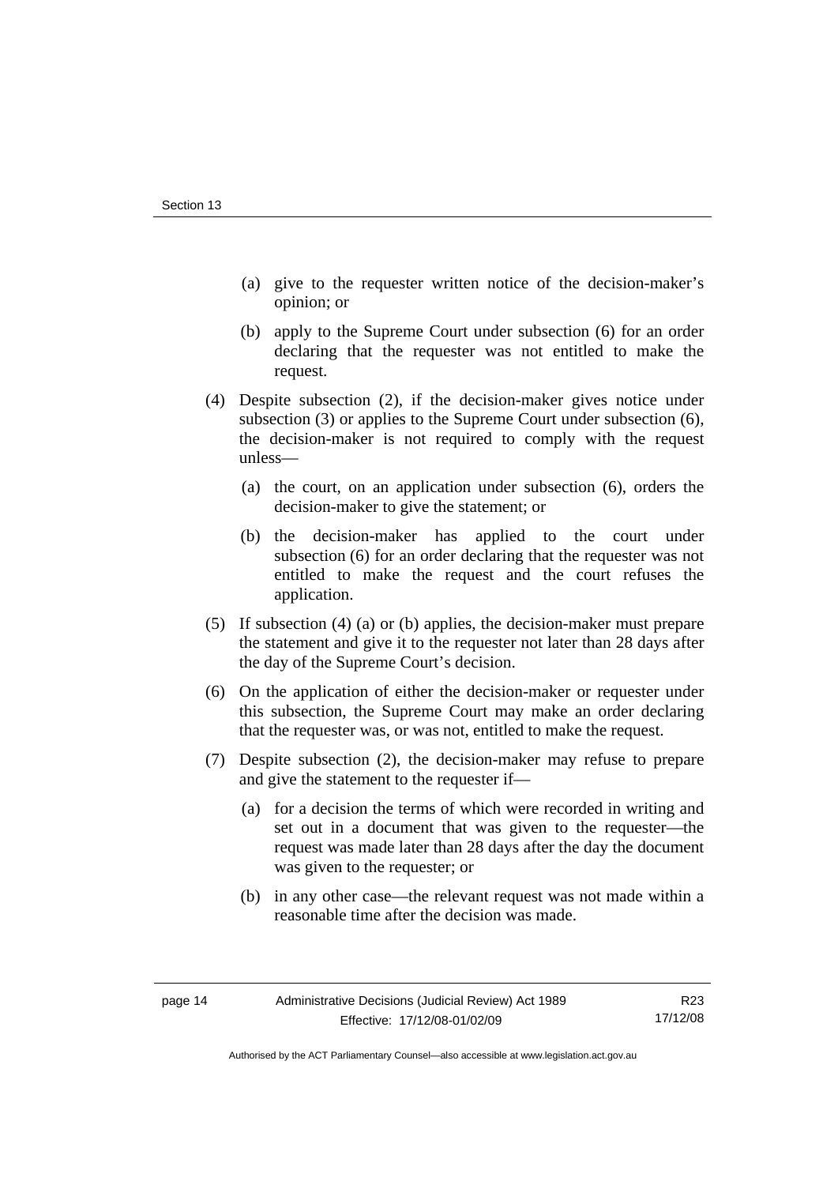(a) give to the requester written notice of the decision-maker's opinion; or

(b) apply to the Supreme Court under subsection (6) for an order declaring that the requester was not entitled to make the request.

(4) Despite subsection (2), if the decision-maker gives notice under subsection (3) or applies to the Supreme Court under subsection (6), the decision-maker is not required to comply with the request unless—

(a) the court, on an application under subsection (6), orders the decision-maker to give the statement; or

(b) the decision-maker has applied to the court under subsection (6) for an order declaring that the requester was not entitled to make the request and the court refuses the application.

(5) If subsection (4) (a) or (b) applies, the decision-maker must prepare the statement and give it to the requester not later than 28 days after the day of the Supreme Court's decision.

(6) On the application of either the decision-maker or requester under this subsection, the Supreme Court may make an order declaring that the requester was, or was not, entitled to make the request.

(7) Despite subsection (2), the decision-maker may refuse to prepare and give the statement to the requester if—

(a) for a decision the terms of which were recorded in writing and set out in a document that was given to the requester—the request was made later than 28 days after the day the document was given to the requester; or

(b) in any other case—the relevant request was not made within a reasonable time after the decision was made.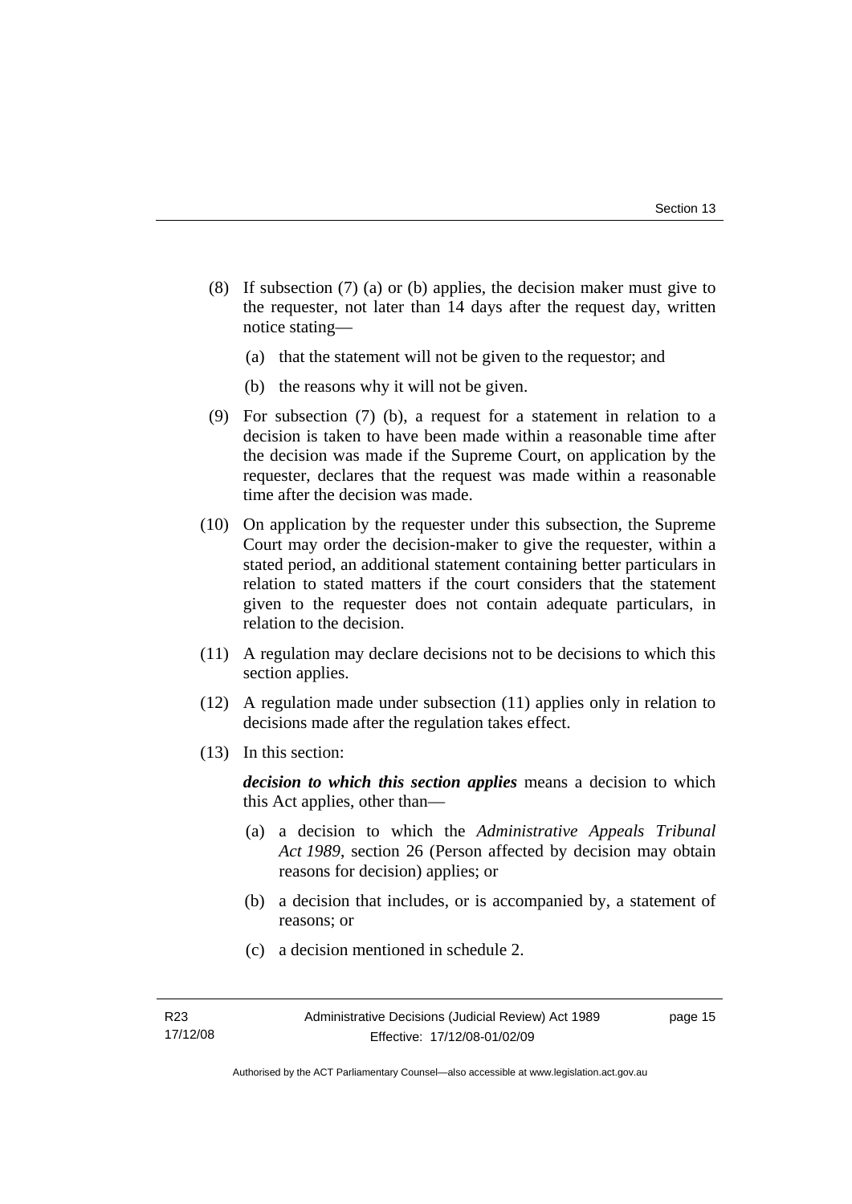(8) If subsection (7) (a) or (b) applies, the decision maker must give to the requester, not later than 14 days after the request day, written notice stating—

  (a) that the statement will not be given to the requestor; and

  (b) the reasons why it will not be given.

(9) For subsection (7) (b), a request for a statement in relation to a decision is taken to have been made within a reasonable time after the decision was made if the Supreme Court, on application by the requester, declares that the request was made within a reasonable time after the decision was made.

(10) On application by the requester under this subsection, the Supreme Court may order the decision-maker to give the requester, within a stated period, an additional statement containing better particulars in relation to stated matters if the court considers that the statement given to the requester does not contain adequate particulars, in relation to the decision.

(11) A regulation may declare decisions not to be decisions to which this section applies.

(12) A regulation made under subsection (11) applies only in relation to decisions made after the regulation takes effect.

(13) In this section:

***decision to which this section applies*** means a decision to which this Act applies, other than—

  (a) a decision to which the *Administrative Appeals Tribunal Act 1989*, section 26 (Person affected by decision may obtain reasons for decision) applies; or

  (b) a decision that includes, or is accompanied by, a statement of reasons; or

  (c) a decision mentioned in schedule 2.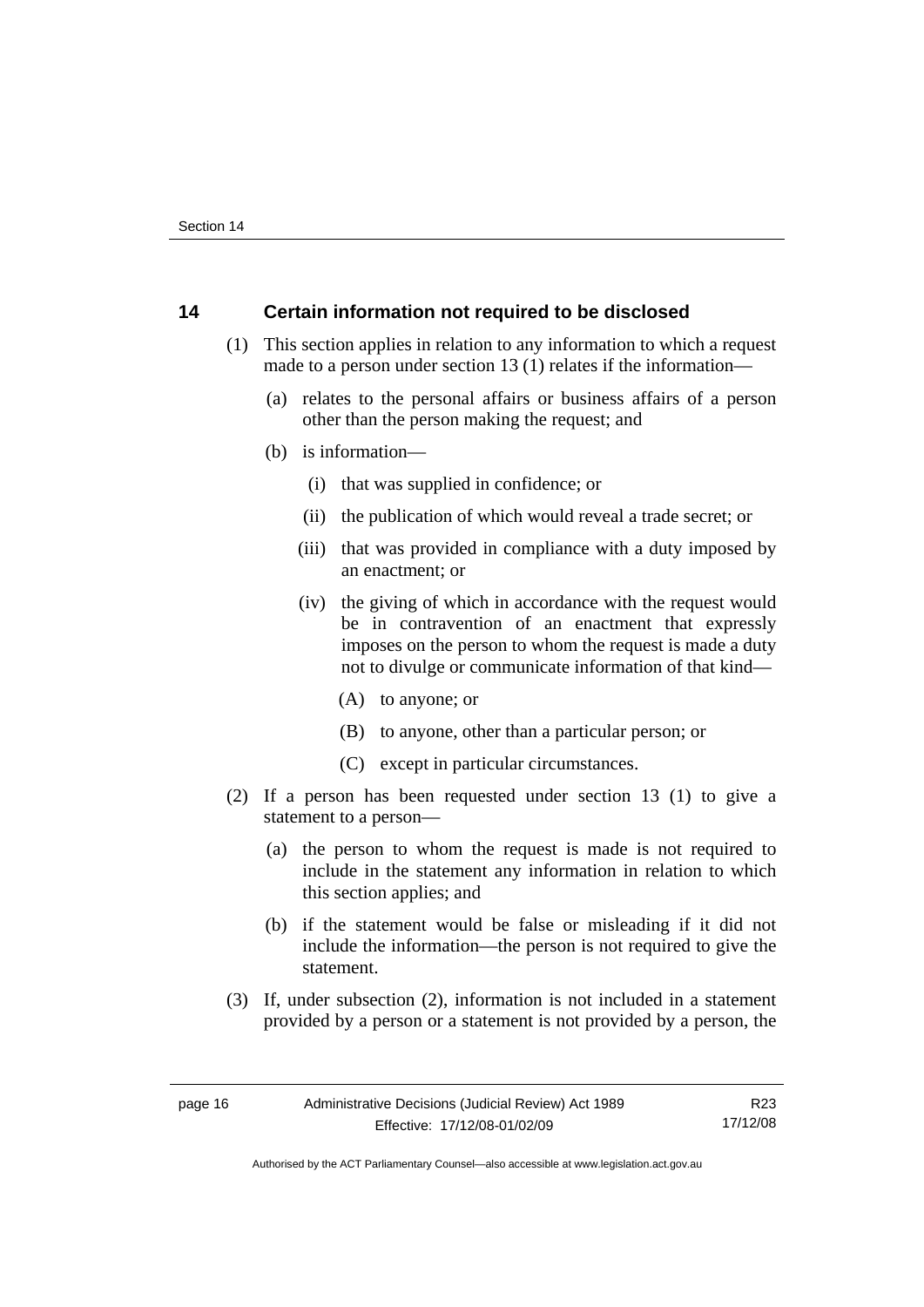## 14 Certain information not required to be disclosed

(1) This section applies in relation to any information to which a request made to a person under section 13 (1) relates if the information—

(a) relates to the personal affairs or business affairs of a person other than the person making the request; and

(b) is information—

(i) that was supplied in confidence; or

(ii) the publication of which would reveal a trade secret; or

(iii) that was provided in compliance with a duty imposed by an enactment; or

(iv) the giving of which in accordance with the request would be in contravention of an enactment that expressly imposes on the person to whom the request is made a duty not to divulge or communicate information of that kind—

(A) to anyone; or

(B) to anyone, other than a particular person; or

(C) except in particular circumstances.

(2) If a person has been requested under section 13 (1) to give a statement to a person—

(a) the person to whom the request is made is not required to include in the statement any information in relation to which this section applies; and

(b) if the statement would be false or misleading if it did not include the information—the person is not required to give the statement.

(3) If, under subsection (2), information is not included in a statement provided by a person or a statement is not provided by a person, the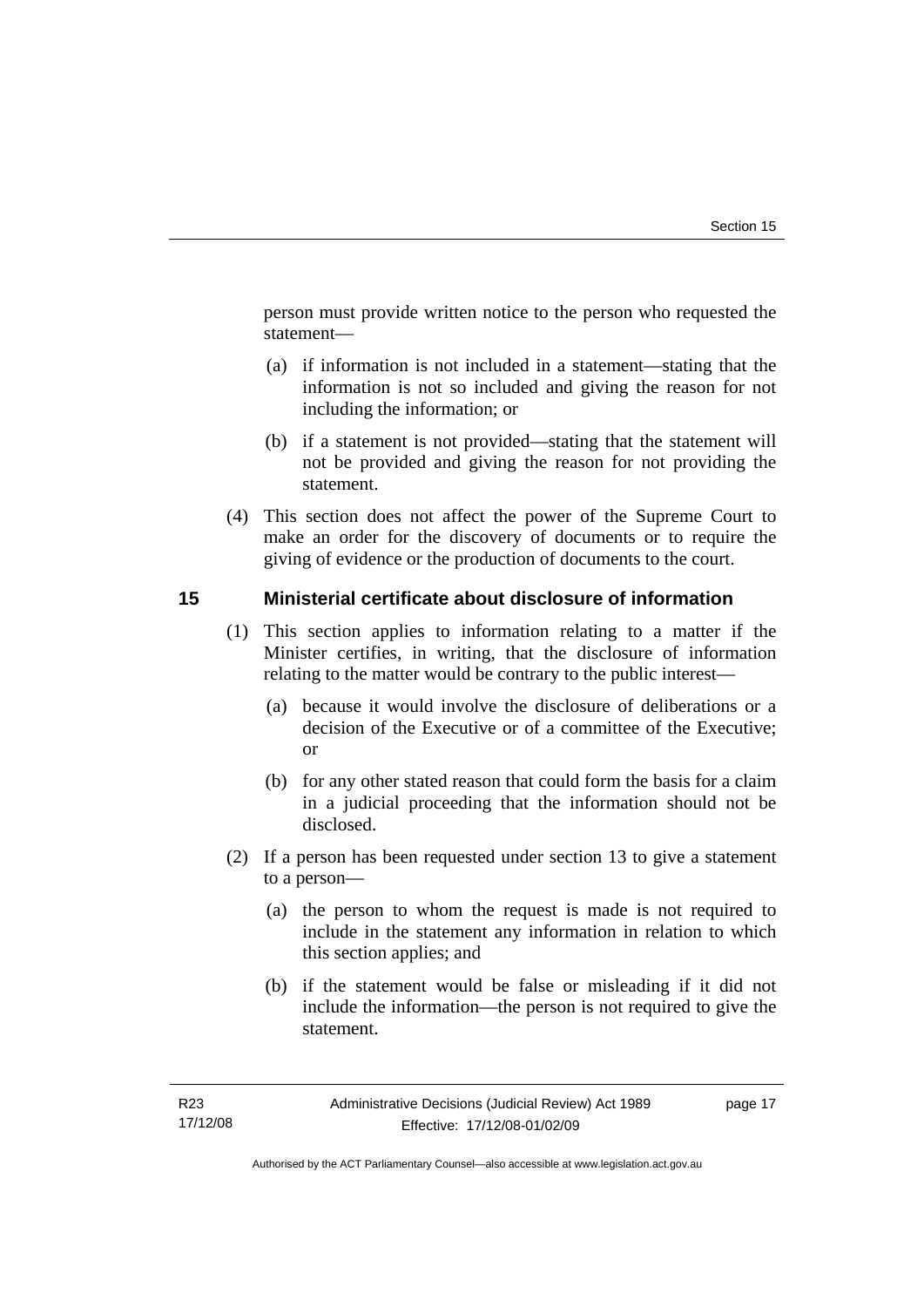person must provide written notice to the person who requested the statement—

(a) if information is not included in a statement—stating that the information is not so included and giving the reason for not including the information; or

(b) if a statement is not provided—stating that the statement will not be provided and giving the reason for not providing the statement.

(4) This section does not affect the power of the Supreme Court to make an order for the discovery of documents or to require the giving of evidence or the production of documents to the court.

## 15 Ministerial certificate about disclosure of information

(1) This section applies to information relating to a matter if the Minister certifies, in writing, that the disclosure of information relating to the matter would be contrary to the public interest—

(a) because it would involve the disclosure of deliberations or a decision of the Executive or of a committee of the Executive; or

(b) for any other stated reason that could form the basis for a claim in a judicial proceeding that the information should not be disclosed.

(2) If a person has been requested under section 13 to give a statement to a person—

(a) the person to whom the request is made is not required to include in the statement any information in relation to which this section applies; and

(b) if the statement would be false or misleading if it did not include the information—the person is not required to give the statement.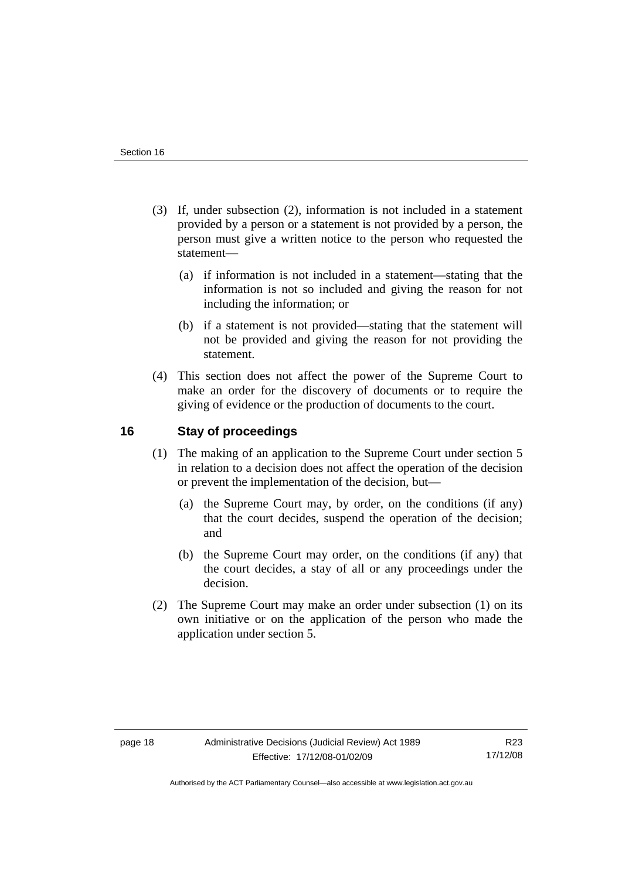(3) If, under subsection (2), information is not included in a statement provided by a person or a statement is not provided by a person, the person must give a written notice to the person who requested the statement—

(a) if information is not included in a statement—stating that the information is not so included and giving the reason for not including the information; or

(b) if a statement is not provided—stating that the statement will not be provided and giving the reason for not providing the statement.

(4) This section does not affect the power of the Supreme Court to make an order for the discovery of documents or to require the giving of evidence or the production of documents to the court.

## 16 Stay of proceedings

(1) The making of an application to the Supreme Court under section 5 in relation to a decision does not affect the operation of the decision or prevent the implementation of the decision, but—

(a) the Supreme Court may, by order, on the conditions (if any) that the court decides, suspend the operation of the decision; and

(b) the Supreme Court may order, on the conditions (if any) that the court decides, a stay of all or any proceedings under the decision.

(2) The Supreme Court may make an order under subsection (1) on its own initiative or on the application of the person who made the application under section 5.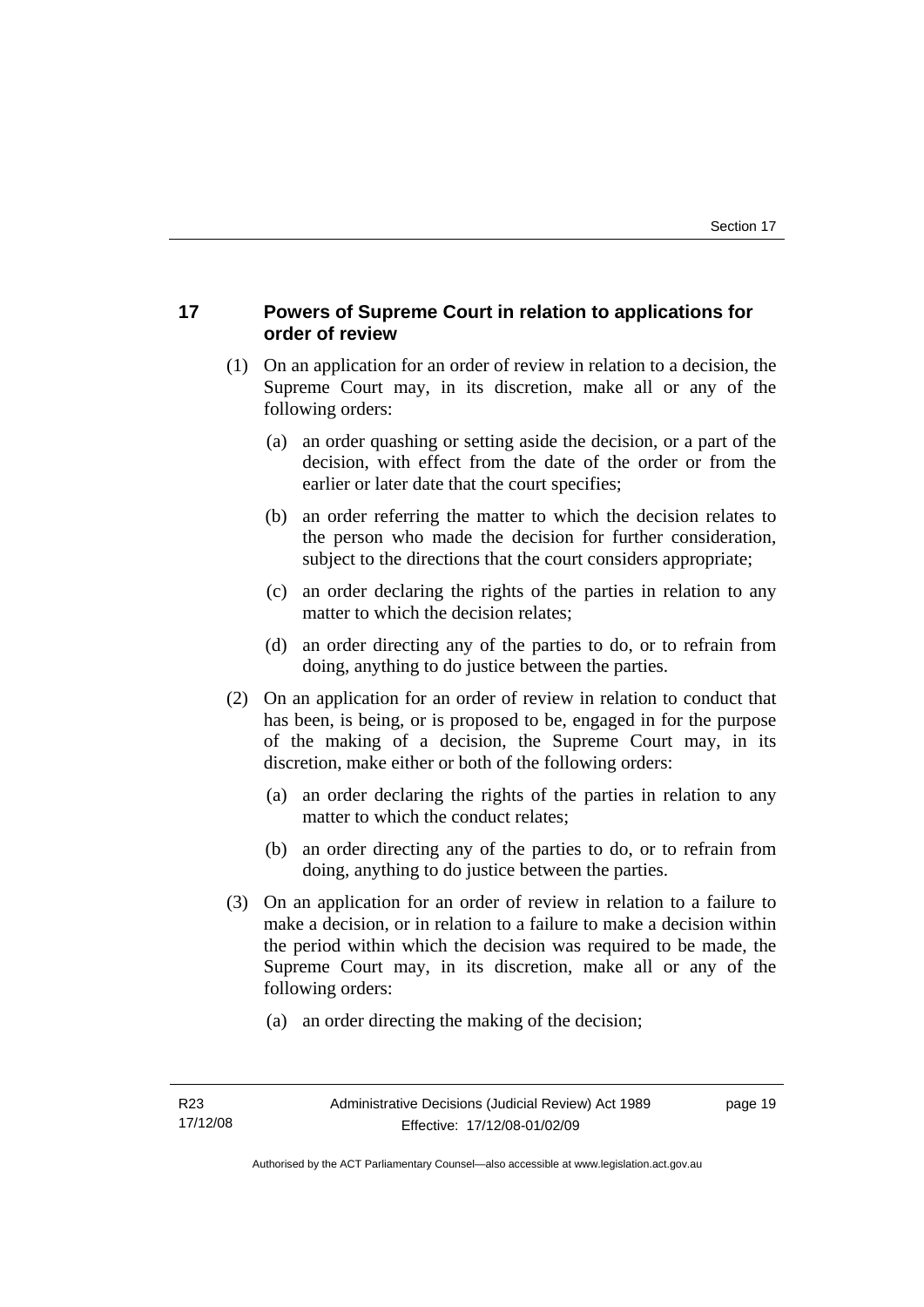## 17 Powers of Supreme Court in relation to applications for order of review

(1) On an application for an order of review in relation to a decision, the Supreme Court may, in its discretion, make all or any of the following orders:

  (a) an order quashing or setting aside the decision, or a part of the decision, with effect from the date of the order or from the earlier or later date that the court specifies;

  (b) an order referring the matter to which the decision relates to the person who made the decision for further consideration, subject to the directions that the court considers appropriate;

  (c) an order declaring the rights of the parties in relation to any matter to which the decision relates;

  (d) an order directing any of the parties to do, or to refrain from doing, anything to do justice between the parties.

(2) On an application for an order of review in relation to conduct that has been, is being, or is proposed to be, engaged in for the purpose of the making of a decision, the Supreme Court may, in its discretion, make either or both of the following orders:

  (a) an order declaring the rights of the parties in relation to any matter to which the conduct relates;

  (b) an order directing any of the parties to do, or to refrain from doing, anything to do justice between the parties.

(3) On an application for an order of review in relation to a failure to make a decision, or in relation to a failure to make a decision within the period within which the decision was required to be made, the Supreme Court may, in its discretion, make all or any of the following orders:

  (a) an order directing the making of the decision;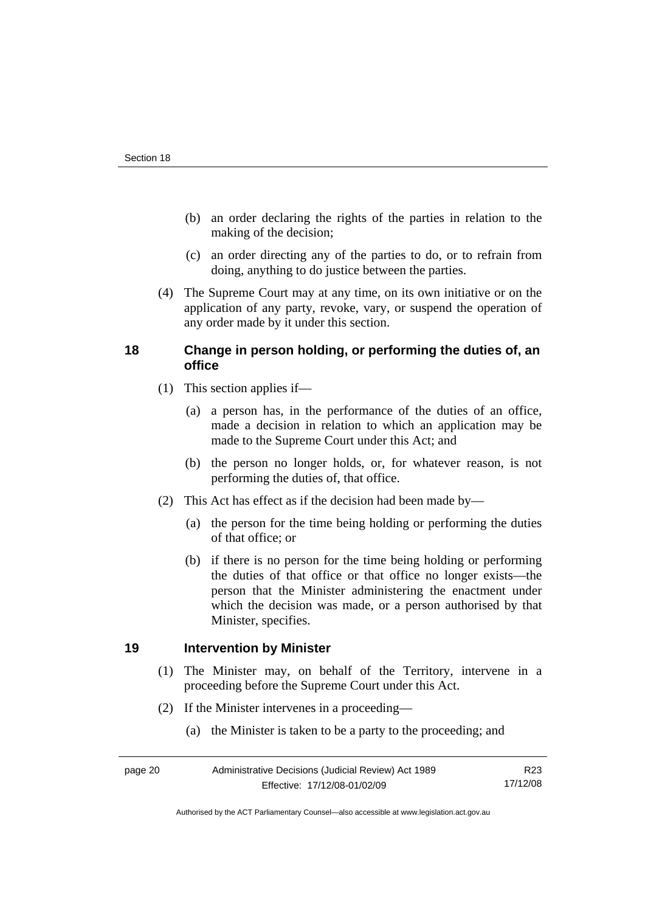(b) an order declaring the rights of the parties in relation to the making of the decision;

(c) an order directing any of the parties to do, or to refrain from doing, anything to do justice between the parties.

(4) The Supreme Court may at any time, on its own initiative or on the application of any party, revoke, vary, or suspend the operation of any order made by it under this section.

## 18 Change in person holding, or performing the duties of, an office

(1) This section applies if—

(a) a person has, in the performance of the duties of an office, made a decision in relation to which an application may be made to the Supreme Court under this Act; and

(b) the person no longer holds, or, for whatever reason, is not performing the duties of, that office.

(2) This Act has effect as if the decision had been made by—

(a) the person for the time being holding or performing the duties of that office; or

(b) if there is no person for the time being holding or performing the duties of that office or that office no longer exists—the person that the Minister administering the enactment under which the decision was made, or a person authorised by that Minister, specifies.

## 19 Intervention by Minister

(1) The Minister may, on behalf of the Territory, intervene in a proceeding before the Supreme Court under this Act.

(2) If the Minister intervenes in a proceeding—

(a) the Minister is taken to be a party to the proceeding; and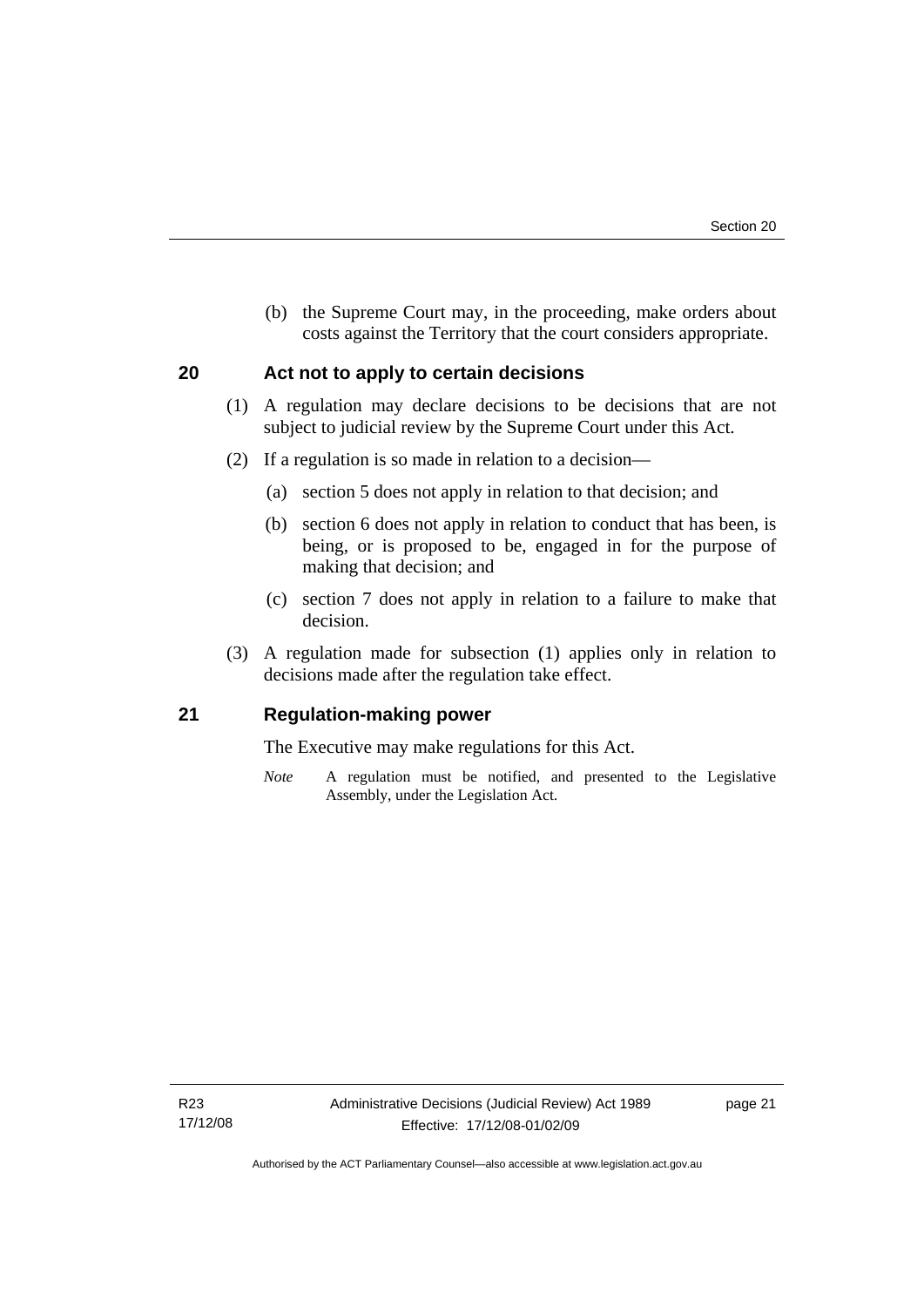(b) the Supreme Court may, in the proceeding, make orders about costs against the Territory that the court considers appropriate.

## 20 Act not to apply to certain decisions

(1) A regulation may declare decisions to be decisions that are not subject to judicial review by the Supreme Court under this Act.

(2) If a regulation is so made in relation to a decision—

(a) section 5 does not apply in relation to that decision; and

(b) section 6 does not apply in relation to conduct that has been, is being, or is proposed to be, engaged in for the purpose of making that decision; and

(c) section 7 does not apply in relation to a failure to make that decision.

(3) A regulation made for subsection (1) applies only in relation to decisions made after the regulation take effect.

## 21 Regulation-making power

The Executive may make regulations for this Act.

*Note* A regulation must be notified, and presented to the Legislative Assembly, under the Legislation Act.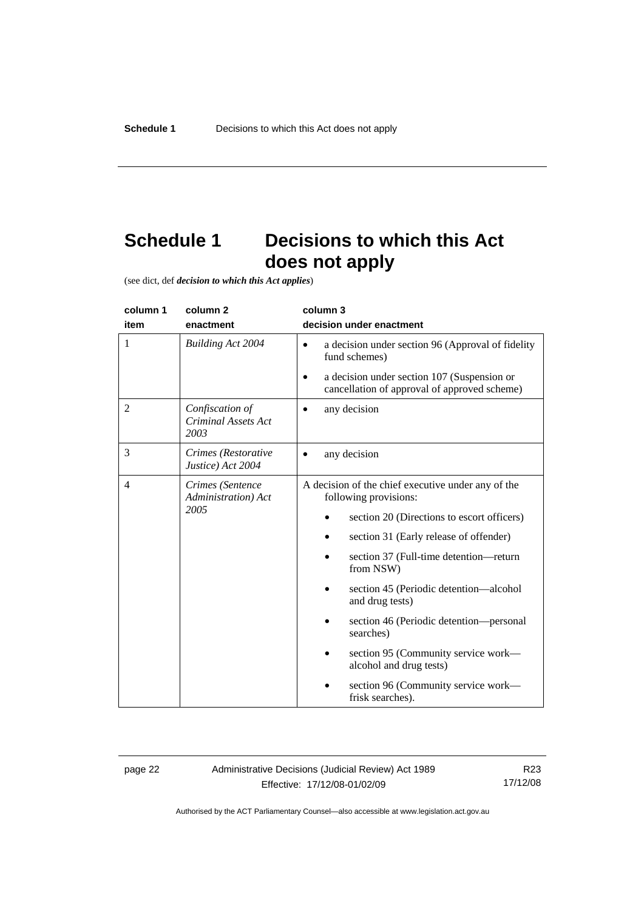# Schedule 1 Decisions to which this Act does not apply

(see dict, def ***decision to which this Act applies***)

| column 1<br>item | column 2<br>enactment | column 3<br>decision under enactment |
|---|---|---|
| 1 | *Building Act 2004* | • a decision under section 96 (Approval of fidelity fund schemes)<br>• a decision under section 107 (Suspension or cancellation of approval of approved scheme) |
| 2 | *Confiscation of Criminal Assets Act 2003* | • any decision |
| 3 | *Crimes (Restorative Justice) Act 2004* | • any decision |
| 4 | *Crimes (Sentence Administration) Act 2005* | A decision of the chief executive under any of the following provisions:<br>• section 20 (Directions to escort officers)<br>• section 31 (Early release of offender)<br>• section 37 (Full-time detention—return from NSW)<br>• section 45 (Periodic detention—alcohol and drug tests)<br>• section 46 (Periodic detention—personal searches)<br>• section 95 (Community service work—alcohol and drug tests)<br>• section 96 (Community service work—frisk searches). |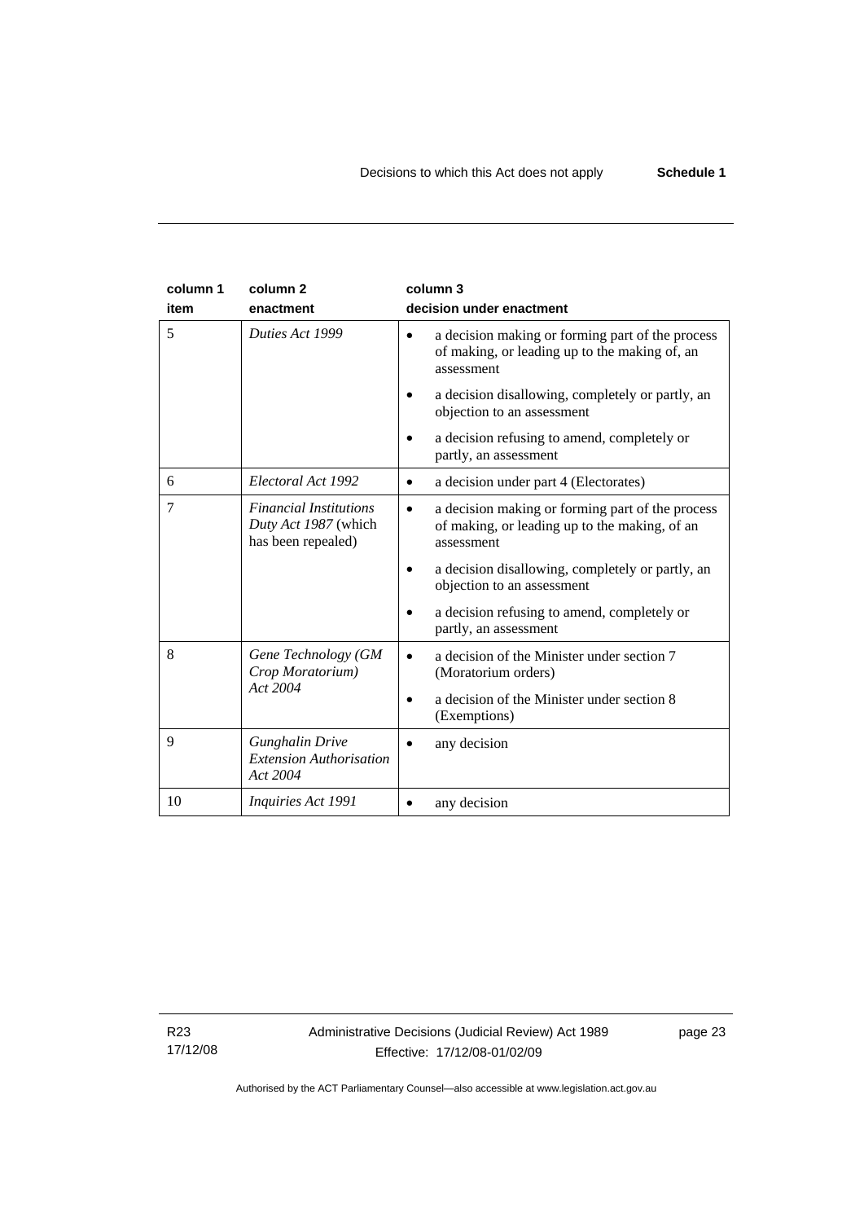| column 1 item | column 2 enactment | column 3 decision under enactment |
|---|---|---|
| 5 | *Duties Act 1999* | • a decision making or forming part of the process of making, or leading up to the making of, an assessment<br>• a decision disallowing, completely or partly, an objection to an assessment<br>• a decision refusing to amend, completely or partly, an assessment |
| 6 | *Electoral Act 1992* | • a decision under part 4 (Electorates) |
| 7 | *Financial Institutions Duty Act 1987* (which has been repealed) | • a decision making or forming part of the process of making, or leading up to the making, of an assessment<br>• a decision disallowing, completely or partly, an objection to an assessment<br>• a decision refusing to amend, completely or partly, an assessment |
| 8 | *Gene Technology (GM Crop Moratorium) Act 2004* | • a decision of the Minister under section 7 (Moratorium orders)<br>• a decision of the Minister under section 8 (Exemptions) |
| 9 | *Gunghalin Drive Extension Authorisation Act 2004* | • any decision |
| 10 | *Inquiries Act 1991* | • any decision |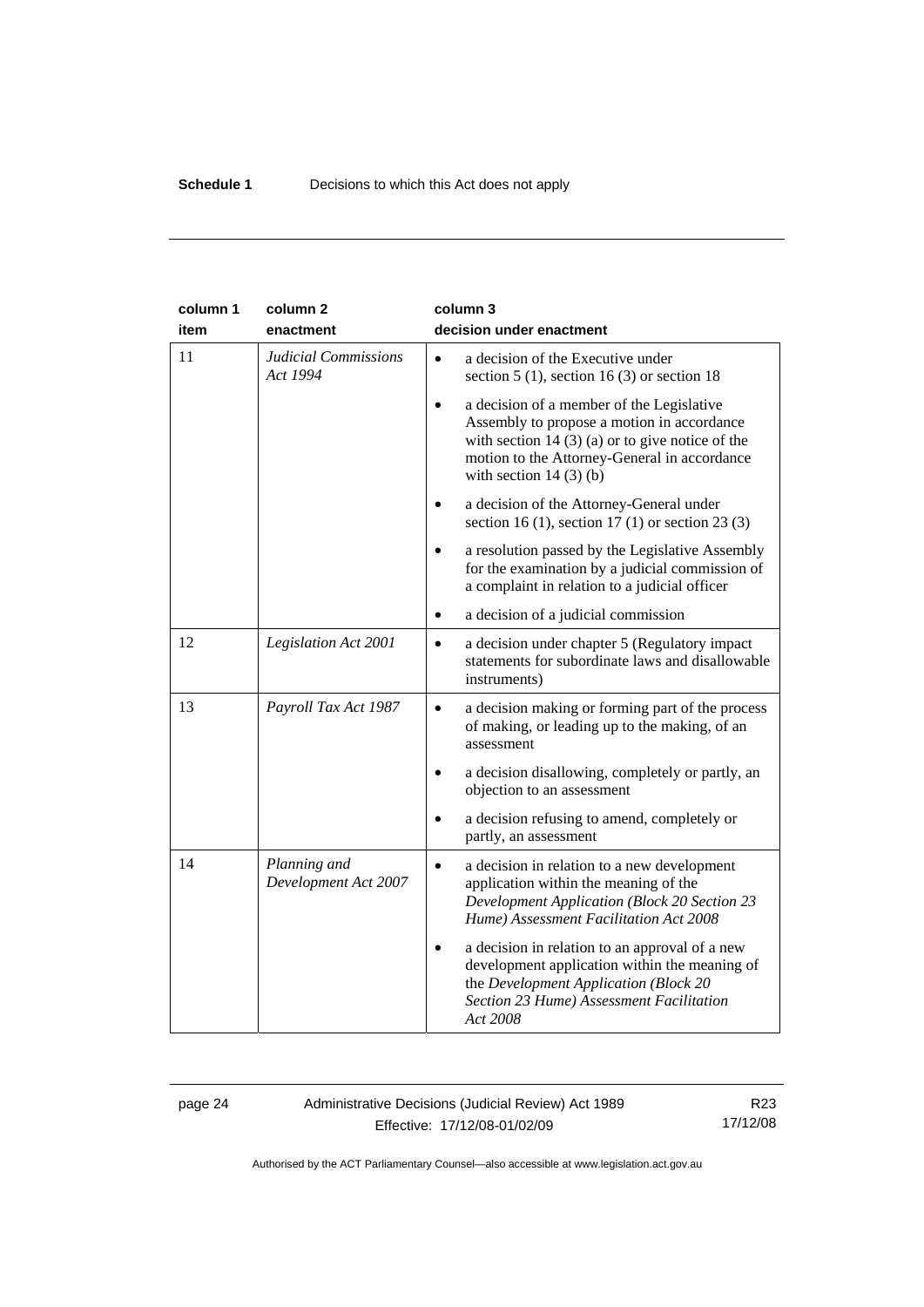| column 1 item | column 2 enactment | column 3 decision under enactment |
|---|---|---|
| 11 | *Judicial Commissions Act 1994* | • a decision of the Executive under section 5 (1), section 16 (3) or section 18<br>• a decision of a member of the Legislative Assembly to propose a motion in accordance with section 14 (3) (a) or to give notice of the motion to the Attorney-General in accordance with section 14 (3) (b)<br>• a decision of the Attorney-General under section 16 (1), section 17 (1) or section 23 (3)<br>• a resolution passed by the Legislative Assembly for the examination by a judicial commission of a complaint in relation to a judicial officer<br>• a decision of a judicial commission |
| 12 | *Legislation Act 2001* | • a decision under chapter 5 (Regulatory impact statements for subordinate laws and disallowable instruments) |
| 13 | *Payroll Tax Act 1987* | • a decision making or forming part of the process of making, or leading up to the making, of an assessment<br>• a decision disallowing, completely or partly, an objection to an assessment<br>• a decision refusing to amend, completely or partly, an assessment |
| 14 | *Planning and Development Act 2007* | • a decision in relation to a new development application within the meaning of the *Development Application (Block 20 Section 23 Hume) Assessment Facilitation Act 2008*<br>• a decision in relation to an approval of a new development application within the meaning of the *Development Application (Block 20 Section 23 Hume) Assessment Facilitation Act 2008* |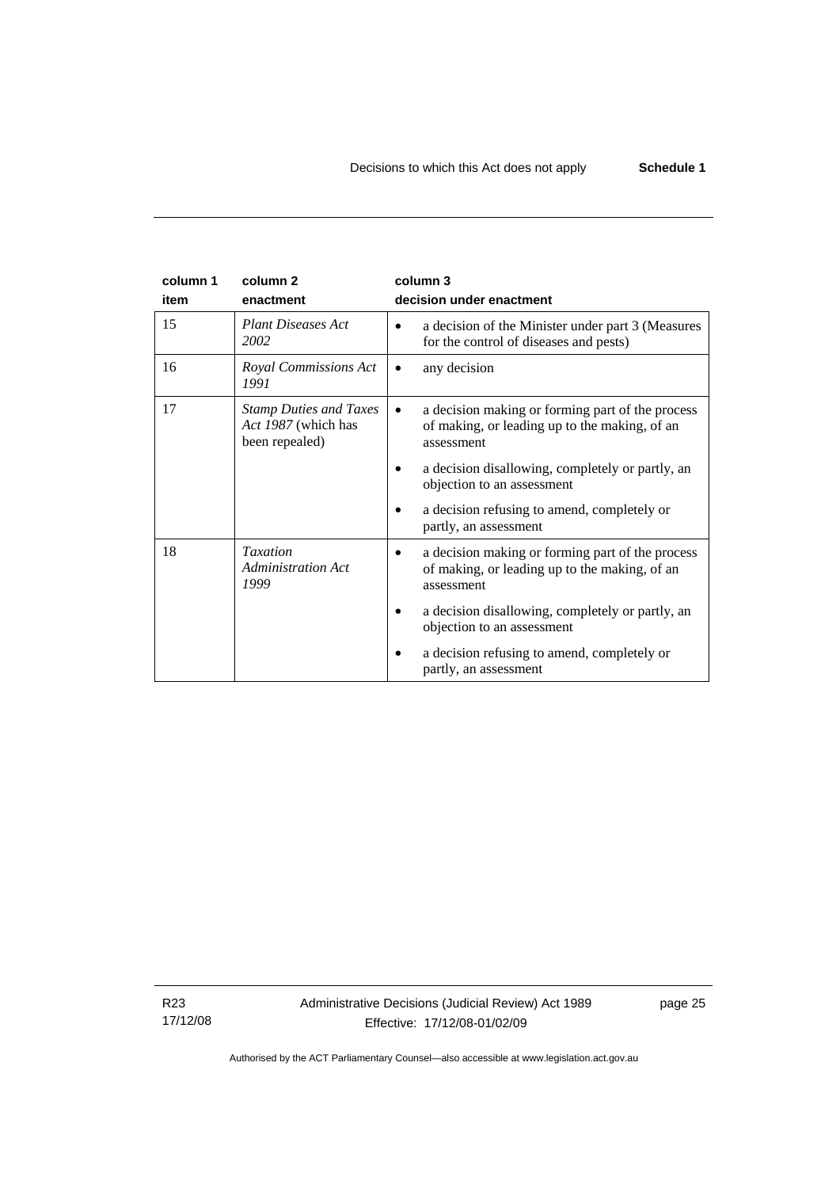| column 1 item | column 2 enactment | column 3 decision under enactment |
|---|---|---|
| 15 | *Plant Diseases Act 2002* | • a decision of the Minister under part 3 (Measures for the control of diseases and pests) |
| 16 | *Royal Commissions Act 1991* | • any decision |
| 17 | *Stamp Duties and Taxes Act 1987* (which has been repealed) | • a decision making or forming part of the process of making, or leading up to the making, of an assessment<br>• a decision disallowing, completely or partly, an objection to an assessment<br>• a decision refusing to amend, completely or partly, an assessment |
| 18 | *Taxation Administration Act 1999* | • a decision making or forming part of the process of making, or leading up to the making, of an assessment<br>• a decision disallowing, completely or partly, an objection to an assessment<br>• a decision refusing to amend, completely or partly, an assessment |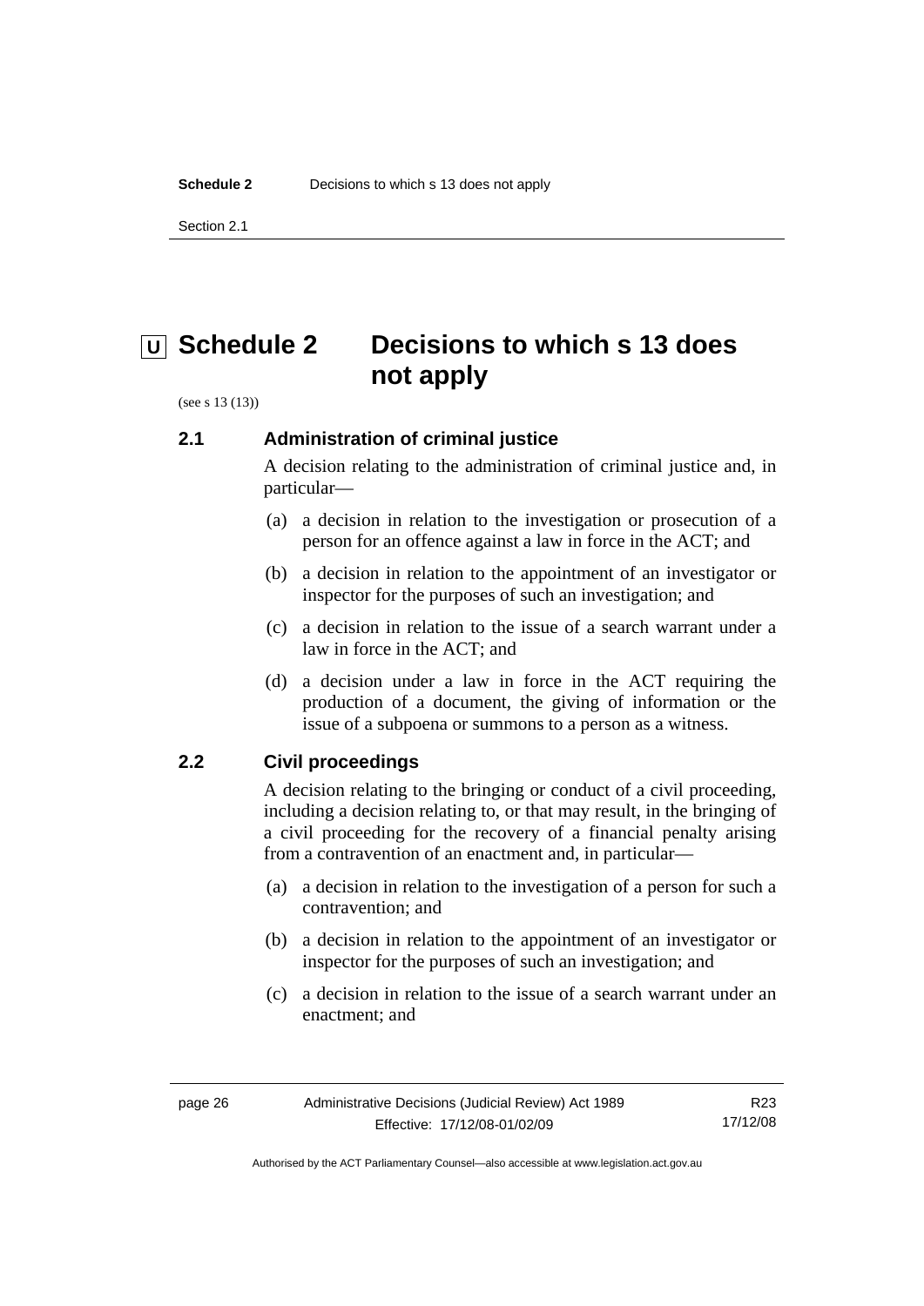# U Schedule 2 Decisions to which s 13 does not apply

(see s 13 (13))

## 2.1 Administration of criminal justice

A decision relating to the administration of criminal justice and, in particular—

(a) a decision in relation to the investigation or prosecution of a person for an offence against a law in force in the ACT; and

(b) a decision in relation to the appointment of an investigator or inspector for the purposes of such an investigation; and

(c) a decision in relation to the issue of a search warrant under a law in force in the ACT; and

(d) a decision under a law in force in the ACT requiring the production of a document, the giving of information or the issue of a subpoena or summons to a person as a witness.

## 2.2 Civil proceedings

A decision relating to the bringing or conduct of a civil proceeding, including a decision relating to, or that may result, in the bringing of a civil proceeding for the recovery of a financial penalty arising from a contravention of an enactment and, in particular—

(a) a decision in relation to the investigation of a person for such a contravention; and

(b) a decision in relation to the appointment of an investigator or inspector for the purposes of such an investigation; and

(c) a decision in relation to the issue of a search warrant under an enactment; and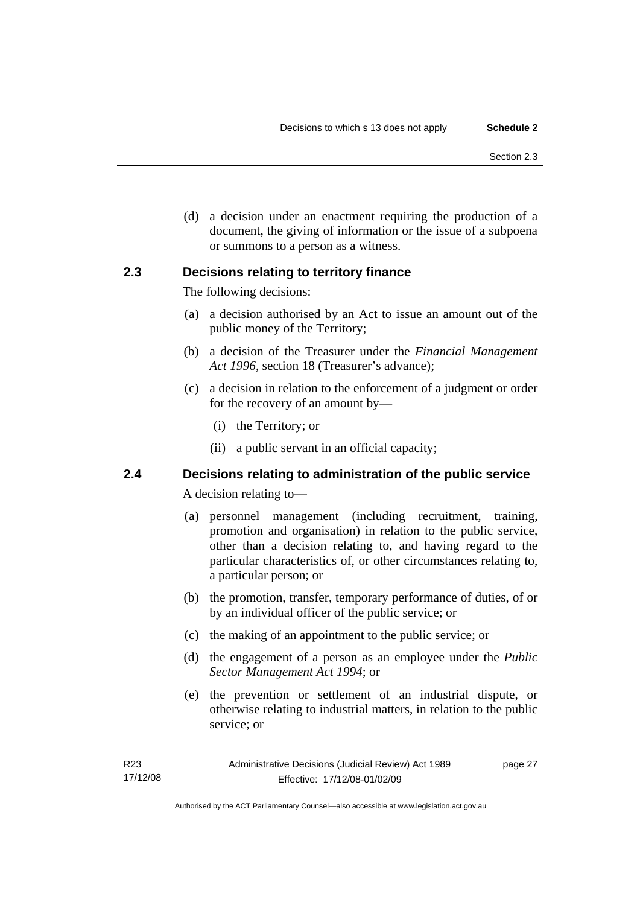(d) a decision under an enactment requiring the production of a document, the giving of information or the issue of a subpoena or summons to a person as a witness.

### 2.3 Decisions relating to territory finance

The following decisions:

(a) a decision authorised by an Act to issue an amount out of the public money of the Territory;

(b) a decision of the Treasurer under the *Financial Management Act 1996*, section 18 (Treasurer's advance);

(c) a decision in relation to the enforcement of a judgment or order for the recovery of an amount by—

(i) the Territory; or

(ii) a public servant in an official capacity;

### 2.4 Decisions relating to administration of the public service

A decision relating to—

(a) personnel management (including recruitment, training, promotion and organisation) in relation to the public service, other than a decision relating to, and having regard to the particular characteristics of, or other circumstances relating to, a particular person; or

(b) the promotion, transfer, temporary performance of duties, of or by an individual officer of the public service; or

(c) the making of an appointment to the public service; or

(d) the engagement of a person as an employee under the *Public Sector Management Act 1994*; or

(e) the prevention or settlement of an industrial dispute, or otherwise relating to industrial matters, in relation to the public service; or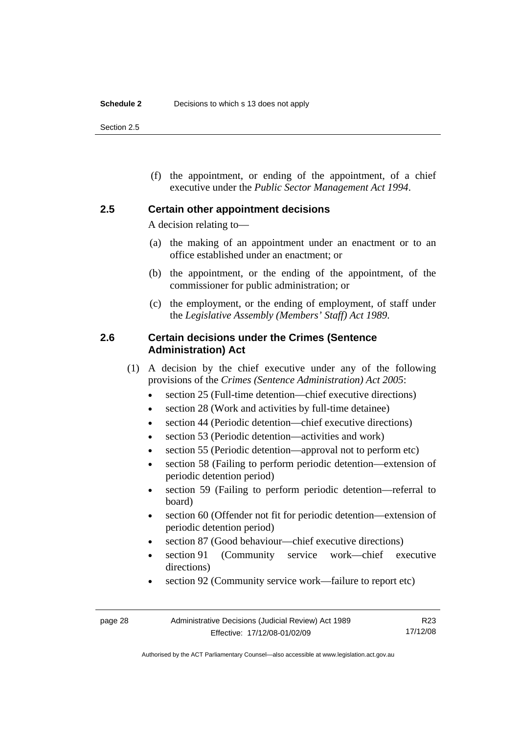(f) the appointment, or ending of the appointment, of a chief executive under the *Public Sector Management Act 1994*.

### 2.5 Certain other appointment decisions

A decision relating to—

(a) the making of an appointment under an enactment or to an office established under an enactment; or

(b) the appointment, or the ending of the appointment, of the commissioner for public administration; or

(c) the employment, or the ending of employment, of staff under the *Legislative Assembly (Members' Staff) Act 1989*.

### 2.6 Certain decisions under the Crimes (Sentence Administration) Act

(1) A decision by the chief executive under any of the following provisions of the *Crimes (Sentence Administration) Act 2005*:

- section 25 (Full-time detention—chief executive directions)
- section 28 (Work and activities by full-time detainee)
- section 44 (Periodic detention—chief executive directions)
- section 53 (Periodic detention—activities and work)
- section 55 (Periodic detention—approval not to perform etc)
- section 58 (Failing to perform periodic detention—extension of periodic detention period)
- section 59 (Failing to perform periodic detention—referral to board)
- section 60 (Offender not fit for periodic detention—extension of periodic detention period)
- section 87 (Good behaviour—chief executive directions)
- section 91 (Community service work—chief executive directions)
- section 92 (Community service work—failure to report etc)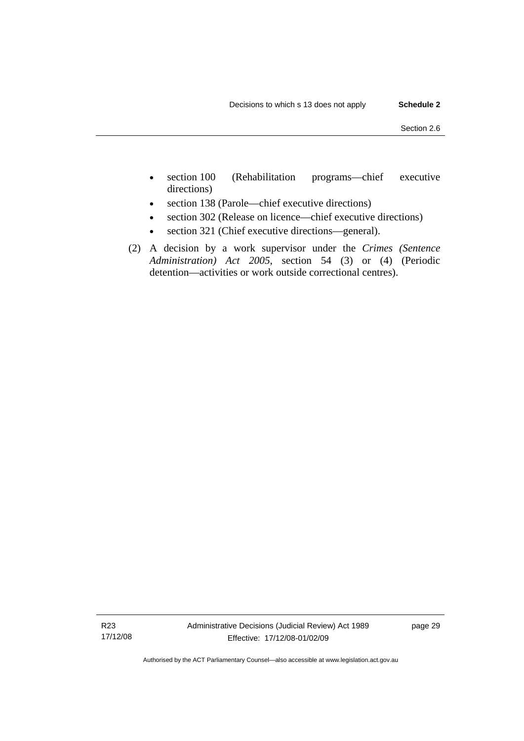- section 100 (Rehabilitation programs—chief executive directions)
- section 138 (Parole—chief executive directions)
- section 302 (Release on licence—chief executive directions)
- section 321 (Chief executive directions—general).

(2) A decision by a work supervisor under the *Crimes (Sentence Administration) Act 2005*, section 54 (3) or (4) (Periodic detention—activities or work outside correctional centres).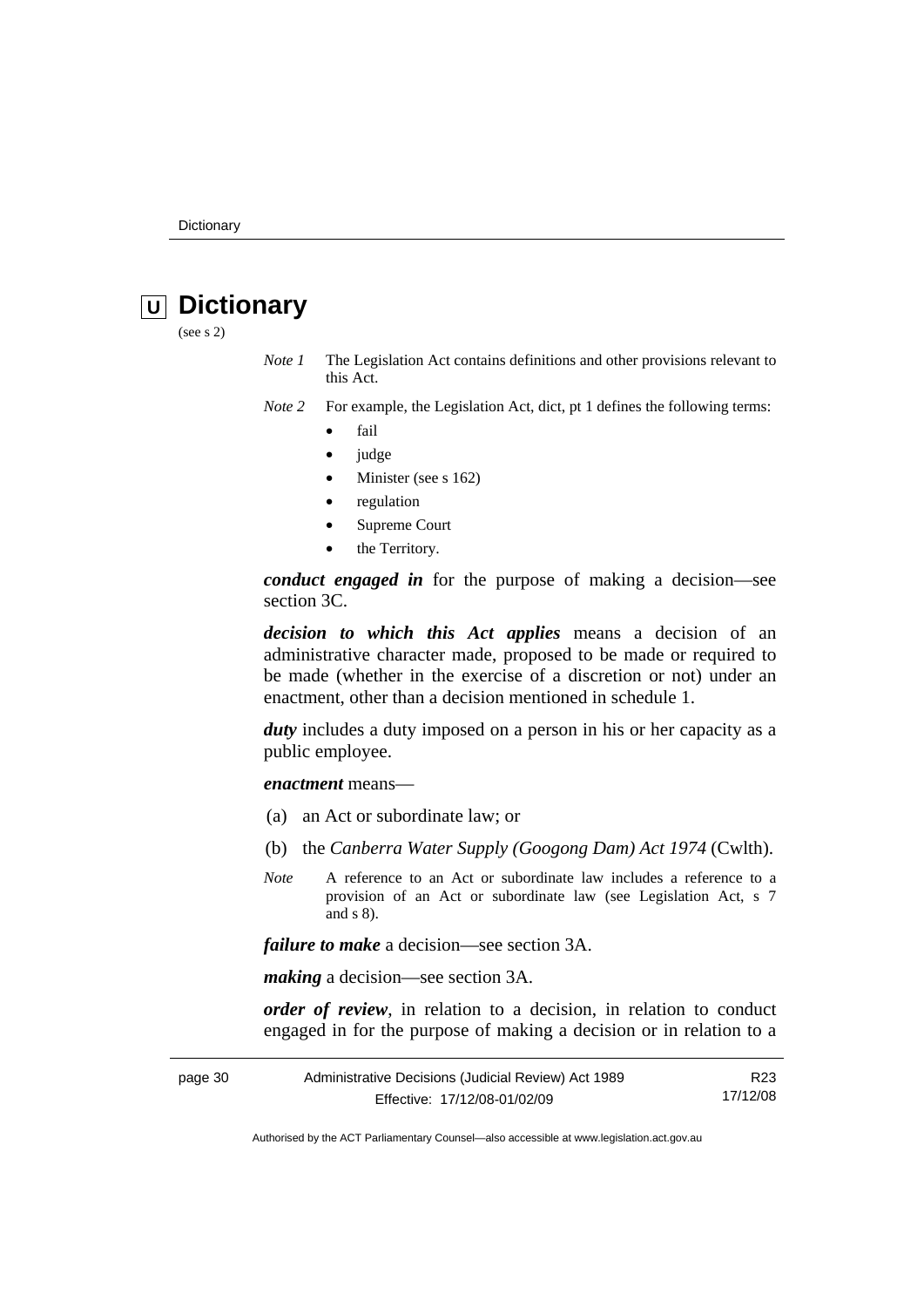# U Dictionary

(see s 2)

*Note 1* The Legislation Act contains definitions and other provisions relevant to this Act.

*Note 2* For example, the Legislation Act, dict, pt 1 defines the following terms:

- fail
- judge
- Minister (see s 162)
- regulation
- Supreme Court
- the Territory.

***conduct engaged in*** for the purpose of making a decision—see section 3C.

***decision to which this Act applies*** means a decision of an administrative character made, proposed to be made or required to be made (whether in the exercise of a discretion or not) under an enactment, other than a decision mentioned in schedule 1.

***duty*** includes a duty imposed on a person in his or her capacity as a public employee.

***enactment*** means—

(a) an Act or subordinate law; or

(b) the *Canberra Water Supply (Googong Dam) Act 1974* (Cwlth).

*Note* A reference to an Act or subordinate law includes a reference to a provision of an Act or subordinate law (see Legislation Act, s 7 and s 8).

***failure to make*** a decision—see section 3A.

***making*** a decision—see section 3A.

***order of review***, in relation to a decision, in relation to conduct engaged in for the purpose of making a decision or in relation to a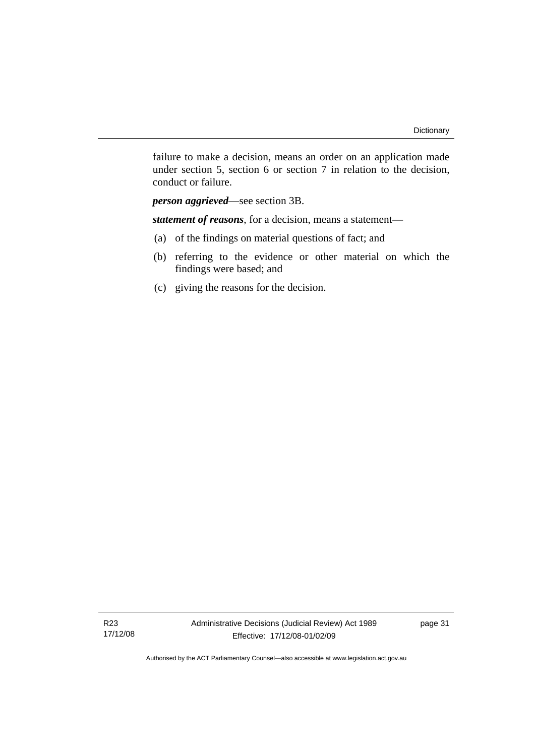failure to make a decision, means an order on an application made under section 5, section 6 or section 7 in relation to the decision, conduct or failure.

***person aggrieved***—see section 3B.

***statement of reasons***, for a decision, means a statement—

(a) of the findings on material questions of fact; and

(b) referring to the evidence or other material on which the findings were based; and

(c) giving the reasons for the decision.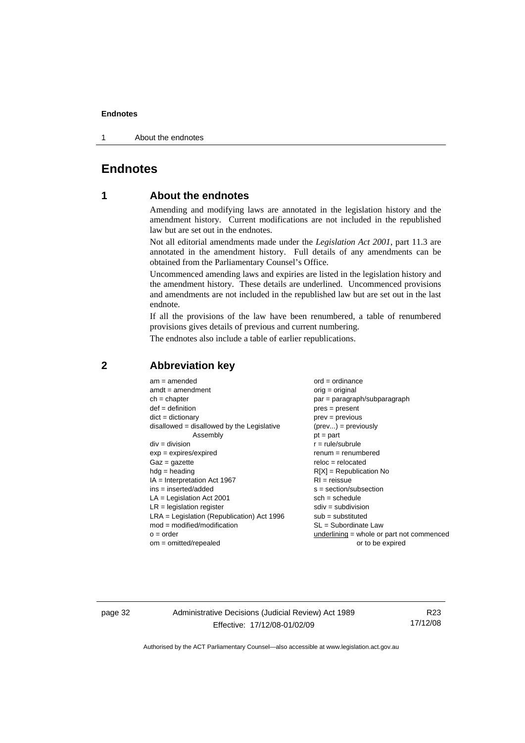# Endnotes

## 1 About the endnotes

Amending and modifying laws are annotated in the legislation history and the amendment history. Current modifications are not included in the republished law but are set out in the endnotes.

Not all editorial amendments made under the *Legislation Act 2001*, part 11.3 are annotated in the amendment history. Full details of any amendments can be obtained from the Parliamentary Counsel's Office.

Uncommenced amending laws and expiries are listed in the legislation history and the amendment history. These details are underlined. Uncommenced provisions and amendments are not included in the republished law but are set out in the last endnote.

If all the provisions of the law have been renumbered, a table of renumbered provisions gives details of previous and current numbering.

The endnotes also include a table of earlier republications.

## 2 Abbreviation key

am = amended
amdt = amendment
ch = chapter
def = definition
dict = dictionary
disallowed = disallowed by the Legislative Assembly
div = division
exp = expires/expired
Gaz = gazette
hdg = heading
IA = Interpretation Act 1967
ins = inserted/added
LA = Legislation Act 2001
LR = legislation register
LRA = Legislation (Republication) Act 1996
mod = modified/modification
o = order
om = omitted/repealed
ord = ordinance
orig = original
par = paragraph/subparagraph
pres = present
prev = previous
(prev...) = previously
pt = part
r = rule/subrule
renum = renumbered
reloc = relocated
R[X] = Republication No
RI = reissue
s = section/subsection
sch = schedule
sdiv = subdivision
sub = substituted
SL = Subordinate Law
underlining = whole or part not commenced or to be expired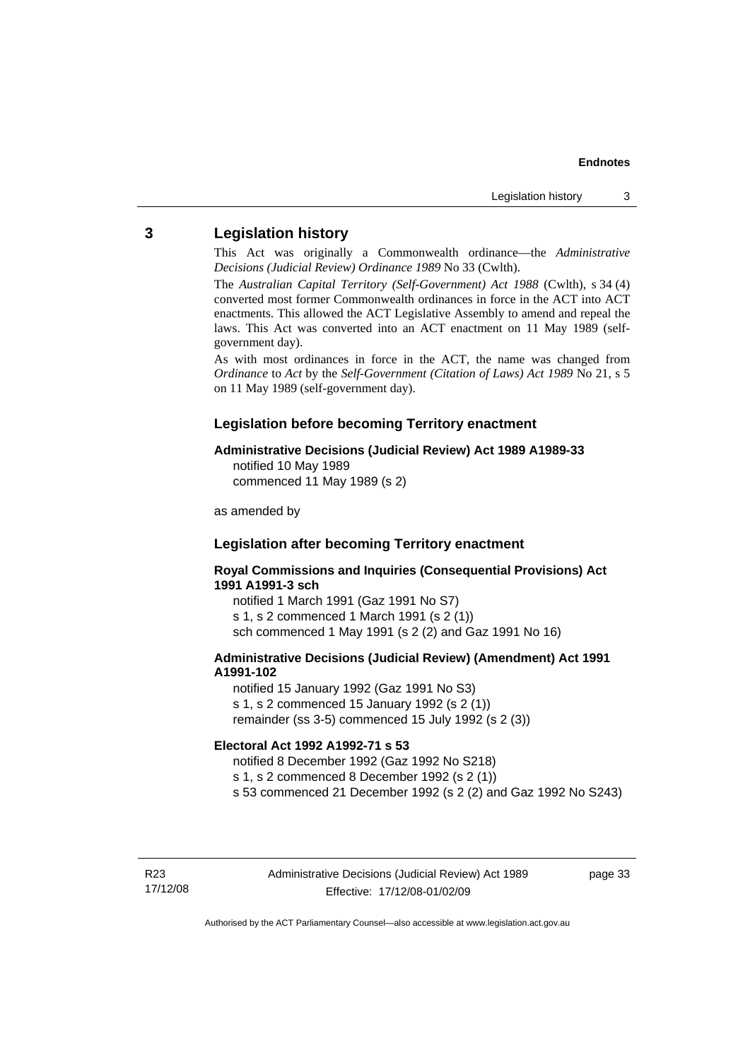## 3 Legislation history

This Act was originally a Commonwealth ordinance—the *Administrative Decisions (Judicial Review) Ordinance 1989* No 33 (Cwlth).

The *Australian Capital Territory (Self-Government) Act 1988* (Cwlth), s 34 (4) converted most former Commonwealth ordinances in force in the ACT into ACT enactments. This allowed the ACT Legislative Assembly to amend and repeal the laws. This Act was converted into an ACT enactment on 11 May 1989 (self-government day).

As with most ordinances in force in the ACT, the name was changed from *Ordinance* to *Act* by the *Self-Government (Citation of Laws) Act 1989* No 21, s 5 on 11 May 1989 (self-government day).

### Legislation before becoming Territory enactment

**Administrative Decisions (Judicial Review) Act 1989 A1989-33**

notified 10 May 1989
commenced 11 May 1989 (s 2)

as amended by

### Legislation after becoming Territory enactment

**Royal Commissions and Inquiries (Consequential Provisions) Act 1991 A1991-3 sch**

notified 1 March 1991 (Gaz 1991 No S7)
s 1, s 2 commenced 1 March 1991 (s 2 (1))
sch commenced 1 May 1991 (s 2 (2) and Gaz 1991 No 16)

**Administrative Decisions (Judicial Review) (Amendment) Act 1991 A1991-102**

notified 15 January 1992 (Gaz 1991 No S3)
s 1, s 2 commenced 15 January 1992 (s 2 (1))
remainder (ss 3-5) commenced 15 July 1992 (s 2 (3))

**Electoral Act 1992 A1992-71 s 53**

notified 8 December 1992 (Gaz 1992 No S218)
s 1, s 2 commenced 8 December 1992 (s 2 (1))
s 53 commenced 21 December 1992 (s 2 (2) and Gaz 1992 No S243)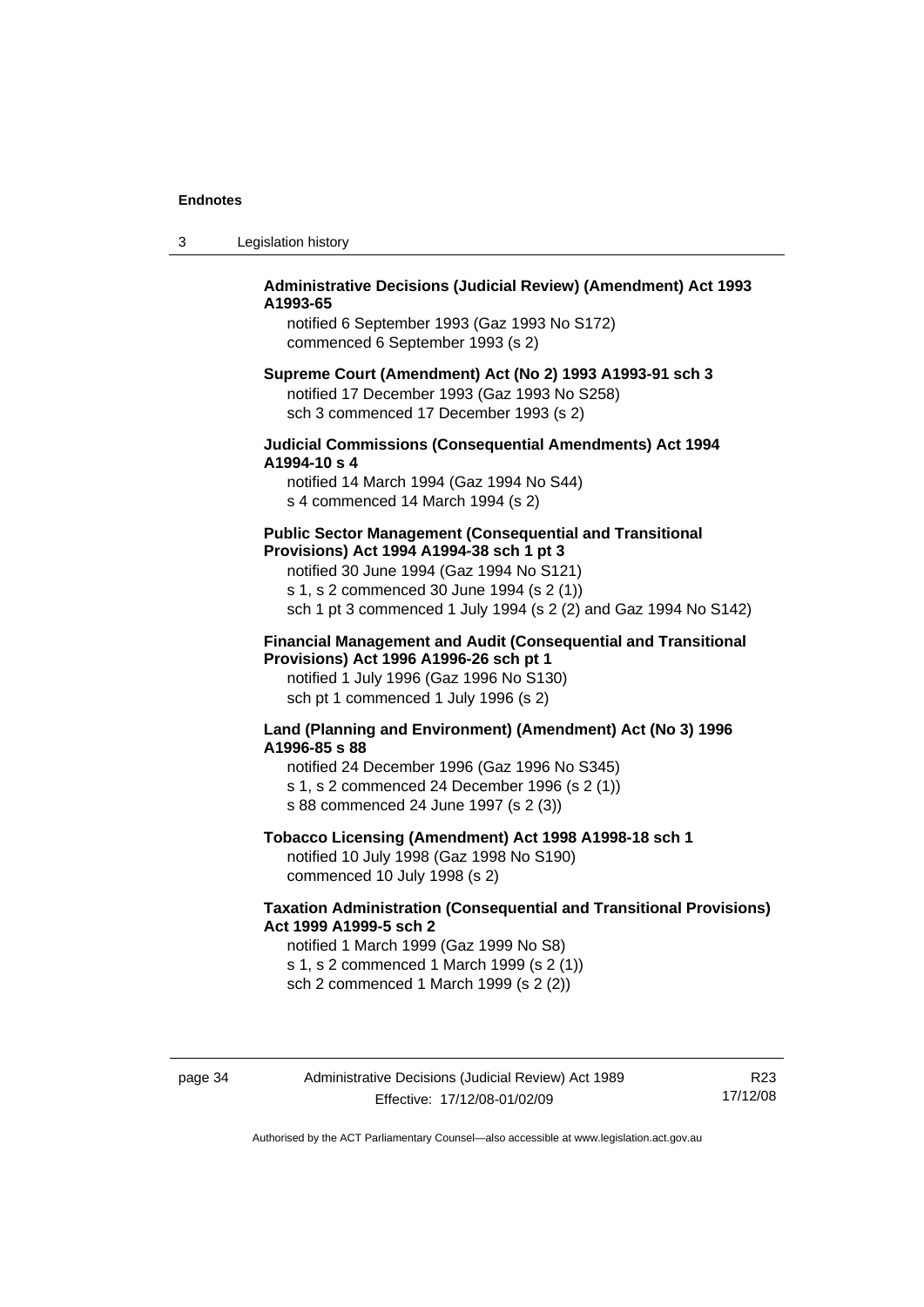**Administrative Decisions (Judicial Review) (Amendment) Act 1993 A1993-65**

notified 6 September 1993 (Gaz 1993 No S172)
commenced 6 September 1993 (s 2)

**Supreme Court (Amendment) Act (No 2) 1993 A1993-91 sch 3**

notified 17 December 1993 (Gaz 1993 No S258)
sch 3 commenced 17 December 1993 (s 2)

**Judicial Commissions (Consequential Amendments) Act 1994 A1994-10 s 4**

notified 14 March 1994 (Gaz 1994 No S44)
s 4 commenced 14 March 1994 (s 2)

**Public Sector Management (Consequential and Transitional Provisions) Act 1994 A1994-38 sch 1 pt 3**

notified 30 June 1994 (Gaz 1994 No S121)
s 1, s 2 commenced 30 June 1994 (s 2 (1))
sch 1 pt 3 commenced 1 July 1994 (s 2 (2) and Gaz 1994 No S142)

**Financial Management and Audit (Consequential and Transitional Provisions) Act 1996 A1996-26 sch pt 1**

notified 1 July 1996 (Gaz 1996 No S130)
sch pt 1 commenced 1 July 1996 (s 2)

**Land (Planning and Environment) (Amendment) Act (No 3) 1996 A1996-85 s 88**

notified 24 December 1996 (Gaz 1996 No S345)
s 1, s 2 commenced 24 December 1996 (s 2 (1))
s 88 commenced 24 June 1997 (s 2 (3))

**Tobacco Licensing (Amendment) Act 1998 A1998-18 sch 1**

notified 10 July 1998 (Gaz 1998 No S190)
commenced 10 July 1998 (s 2)

**Taxation Administration (Consequential and Transitional Provisions) Act 1999 A1999-5 sch 2**

notified 1 March 1999 (Gaz 1999 No S8)
s 1, s 2 commenced 1 March 1999 (s 2 (1))
sch 2 commenced 1 March 1999 (s 2 (2))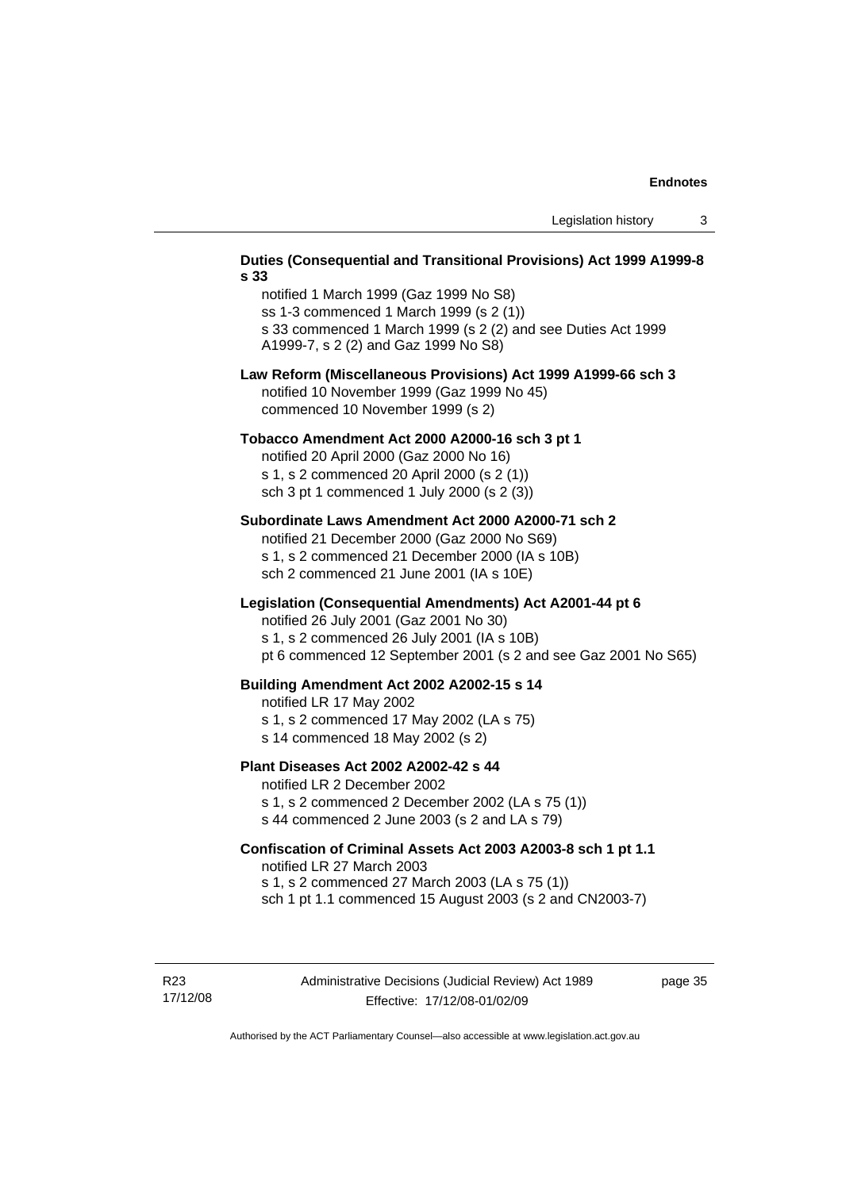**Duties (Consequential and Transitional Provisions) Act 1999 A1999-8 s 33**

notified 1 March 1999 (Gaz 1999 No S8)
ss 1-3 commenced 1 March 1999 (s 2 (1))
s 33 commenced 1 March 1999 (s 2 (2) and see Duties Act 1999 A1999-7, s 2 (2) and Gaz 1999 No S8)

**Law Reform (Miscellaneous Provisions) Act 1999 A1999-66 sch 3**

notified 10 November 1999 (Gaz 1999 No 45)
commenced 10 November 1999 (s 2)

**Tobacco Amendment Act 2000 A2000-16 sch 3 pt 1**

notified 20 April 2000 (Gaz 2000 No 16)
s 1, s 2 commenced 20 April 2000 (s 2 (1))
sch 3 pt 1 commenced 1 July 2000 (s 2 (3))

**Subordinate Laws Amendment Act 2000 A2000-71 sch 2**

notified 21 December 2000 (Gaz 2000 No S69)
s 1, s 2 commenced 21 December 2000 (IA s 10B)
sch 2 commenced 21 June 2001 (IA s 10E)

**Legislation (Consequential Amendments) Act A2001-44 pt 6**

notified 26 July 2001 (Gaz 2001 No 30)
s 1, s 2 commenced 26 July 2001 (IA s 10B)
pt 6 commenced 12 September 2001 (s 2 and see Gaz 2001 No S65)

**Building Amendment Act 2002 A2002-15 s 14**

notified LR 17 May 2002
s 1, s 2 commenced 17 May 2002 (LA s 75)
s 14 commenced 18 May 2002 (s 2)

**Plant Diseases Act 2002 A2002-42 s 44**

notified LR 2 December 2002
s 1, s 2 commenced 2 December 2002 (LA s 75 (1))
s 44 commenced 2 June 2003 (s 2 and LA s 79)

**Confiscation of Criminal Assets Act 2003 A2003-8 sch 1 pt 1.1**

notified LR 27 March 2003
s 1, s 2 commenced 27 March 2003 (LA s 75 (1))
sch 1 pt 1.1 commenced 15 August 2003 (s 2 and CN2003-7)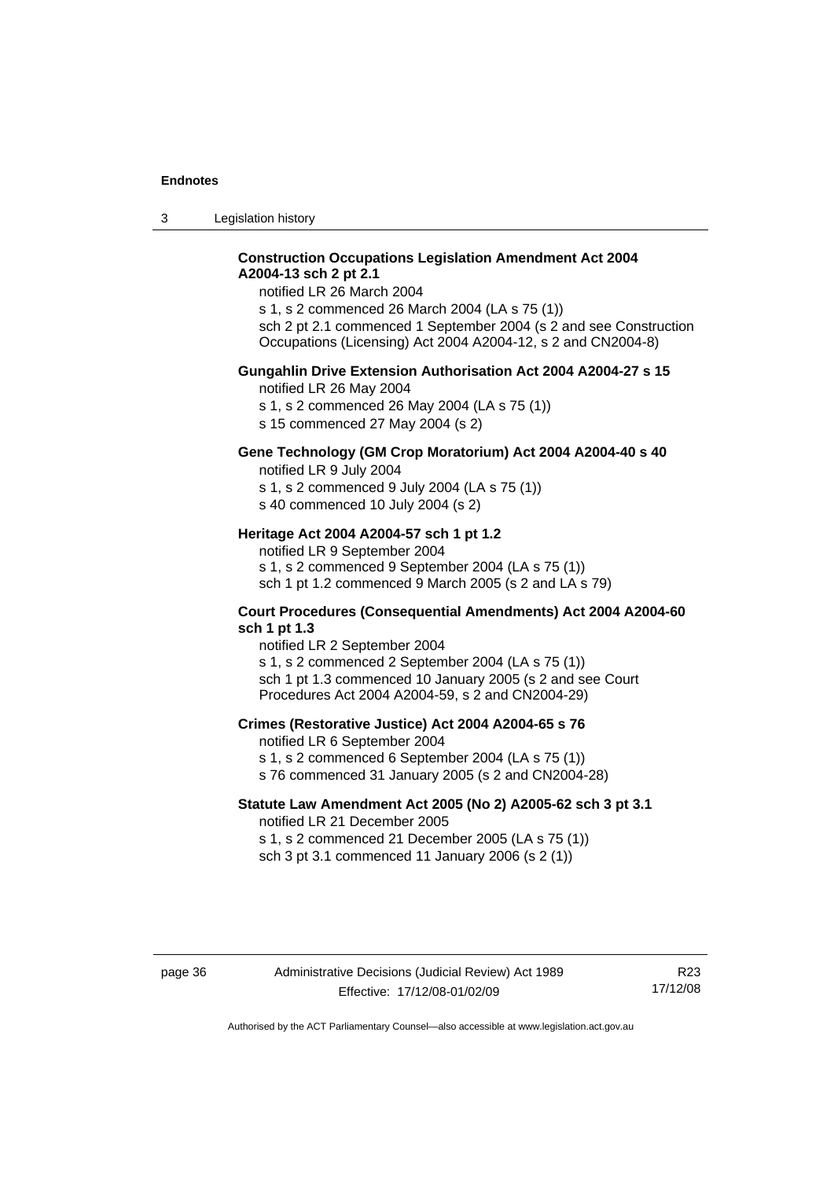**Construction Occupations Legislation Amendment Act 2004 A2004-13 sch 2 pt 2.1**

notified LR 26 March 2004

s 1, s 2 commenced 26 March 2004 (LA s 75 (1))

sch 2 pt 2.1 commenced 1 September 2004 (s 2 and see Construction Occupations (Licensing) Act 2004 A2004-12, s 2 and CN2004-8)

**Gungahlin Drive Extension Authorisation Act 2004 A2004-27 s 15**

notified LR 26 May 2004

s 1, s 2 commenced 26 May 2004 (LA s 75 (1))

s 15 commenced 27 May 2004 (s 2)

**Gene Technology (GM Crop Moratorium) Act 2004 A2004-40 s 40**

notified LR 9 July 2004

s 1, s 2 commenced 9 July 2004 (LA s 75 (1))

s 40 commenced 10 July 2004 (s 2)

**Heritage Act 2004 A2004-57 sch 1 pt 1.2**

notified LR 9 September 2004

s 1, s 2 commenced 9 September 2004 (LA s 75 (1))

sch 1 pt 1.2 commenced 9 March 2005 (s 2 and LA s 79)

**Court Procedures (Consequential Amendments) Act 2004 A2004-60 sch 1 pt 1.3**

notified LR 2 September 2004

s 1, s 2 commenced 2 September 2004 (LA s 75 (1))

sch 1 pt 1.3 commenced 10 January 2005 (s 2 and see Court Procedures Act 2004 A2004-59, s 2 and CN2004-29)

**Crimes (Restorative Justice) Act 2004 A2004-65 s 76**

notified LR 6 September 2004

s 1, s 2 commenced 6 September 2004 (LA s 75 (1))

s 76 commenced 31 January 2005 (s 2 and CN2004-28)

**Statute Law Amendment Act 2005 (No 2) A2005-62 sch 3 pt 3.1**

notified LR 21 December 2005

s 1, s 2 commenced 21 December 2005 (LA s 75 (1))

sch 3 pt 3.1 commenced 11 January 2006 (s 2 (1))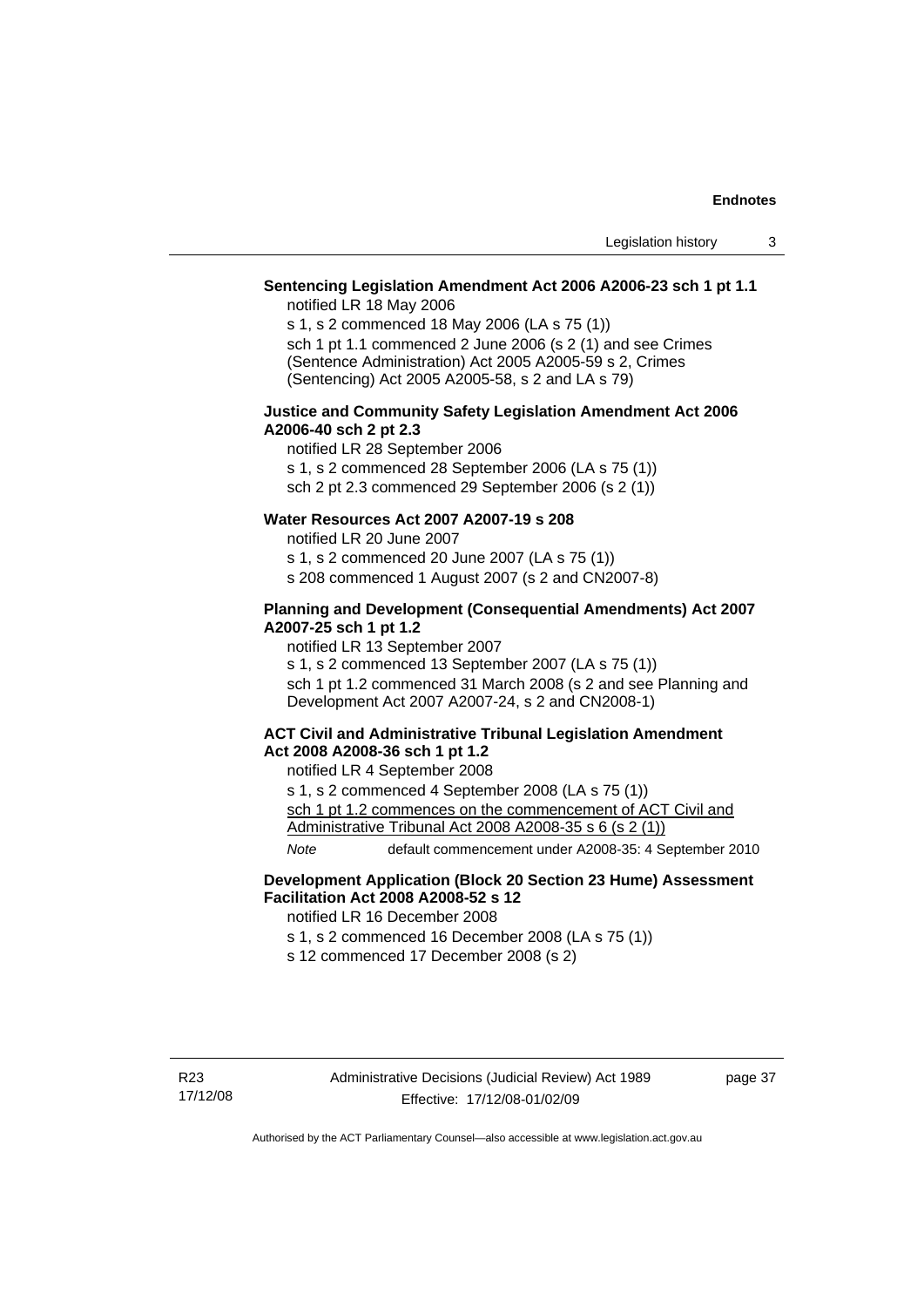**Sentencing Legislation Amendment Act 2006 A2006-23 sch 1 pt 1.1**

notified LR 18 May 2006

s 1, s 2 commenced 18 May 2006 (LA s 75 (1))

sch 1 pt 1.1 commenced 2 June 2006 (s 2 (1) and see Crimes (Sentence Administration) Act 2005 A2005-59 s 2, Crimes (Sentencing) Act 2005 A2005-58, s 2 and LA s 79)

**Justice and Community Safety Legislation Amendment Act 2006 A2006-40 sch 2 pt 2.3**

notified LR 28 September 2006

s 1, s 2 commenced 28 September 2006 (LA s 75 (1))

sch 2 pt 2.3 commenced 29 September 2006 (s 2 (1))

**Water Resources Act 2007 A2007-19 s 208**

notified LR 20 June 2007

s 1, s 2 commenced 20 June 2007 (LA s 75 (1))

s 208 commenced 1 August 2007 (s 2 and CN2007-8)

**Planning and Development (Consequential Amendments) Act 2007 A2007-25 sch 1 pt 1.2**

notified LR 13 September 2007

s 1, s 2 commenced 13 September 2007 (LA s 75 (1))

sch 1 pt 1.2 commenced 31 March 2008 (s 2 and see Planning and Development Act 2007 A2007-24, s 2 and CN2008-1)

**ACT Civil and Administrative Tribunal Legislation Amendment Act 2008 A2008-36 sch 1 pt 1.2**

notified LR 4 September 2008

s 1, s 2 commenced 4 September 2008 (LA s 75 (1))

sch 1 pt 1.2 commences on the commencement of ACT Civil and Administrative Tribunal Act 2008 A2008-35 s 6 (s 2 (1))

*Note* default commencement under A2008-35: 4 September 2010

**Development Application (Block 20 Section 23 Hume) Assessment Facilitation Act 2008 A2008-52 s 12**

notified LR 16 December 2008

s 1, s 2 commenced 16 December 2008 (LA s 75 (1))

s 12 commenced 17 December 2008 (s 2)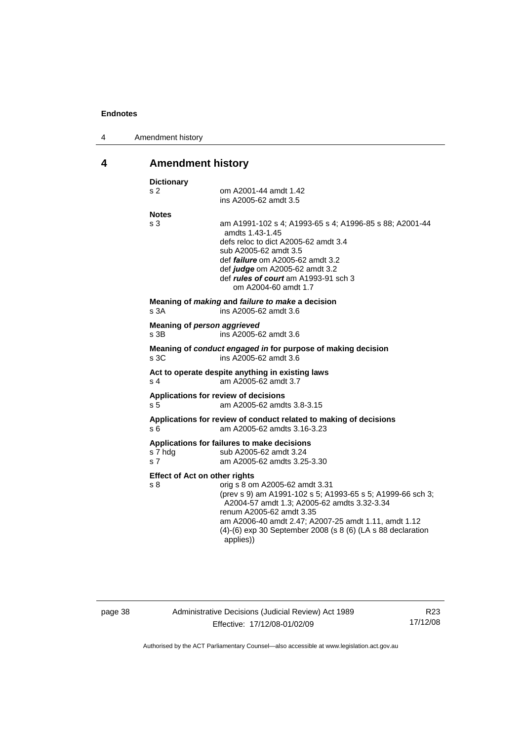## 4 Amendment history

**Dictionary**

s 2 om A2001-44 amdt 1.42
ins A2005-62 amdt 3.5

**Notes**

s 3 am A1991-102 s 4; A1993-65 s 4; A1996-85 s 88; A2001-44 amdts 1.43-1.45
defs reloc to dict A2005-62 amdt 3.4
sub A2005-62 amdt 3.5
def ***failure*** om A2005-62 amdt 3.2
def ***judge*** om A2005-62 amdt 3.2
def ***rules of court*** am A1993-91 sch 3
om A2004-60 amdt 1.7

**Meaning of *making* and *failure to make* a decision**

s 3A ins A2005-62 amdt 3.6

**Meaning of *person aggrieved***

s 3B ins A2005-62 amdt 3.6

**Meaning of *conduct engaged in* for purpose of making decision**

s 3C ins A2005-62 amdt 3.6

**Act to operate despite anything in existing laws**

s 4 am A2005-62 amdt 3.7

**Applications for review of decisions**

s 5 am A2005-62 amdts 3.8-3.15

**Applications for review of conduct related to making of decisions**

s 6 am A2005-62 amdts 3.16-3.23

**Applications for failures to make decisions**

s 7 hdg sub A2005-62 amdt 3.24
s 7 am A2005-62 amdts 3.25-3.30

**Effect of Act on other rights**

s 8 orig s 8 om A2005-62 amdt 3.31
(prev s 9) am A1991-102 s 5; A1993-65 s 5; A1999-66 sch 3; A2004-57 amdt 1.3; A2005-62 amdts 3.32-3.34
renum A2005-62 amdt 3.35
am A2006-40 amdt 2.47; A2007-25 amdt 1.11, amdt 1.12
(4)-(6) exp 30 September 2008 (s 8 (6) (LA s 88 declaration applies))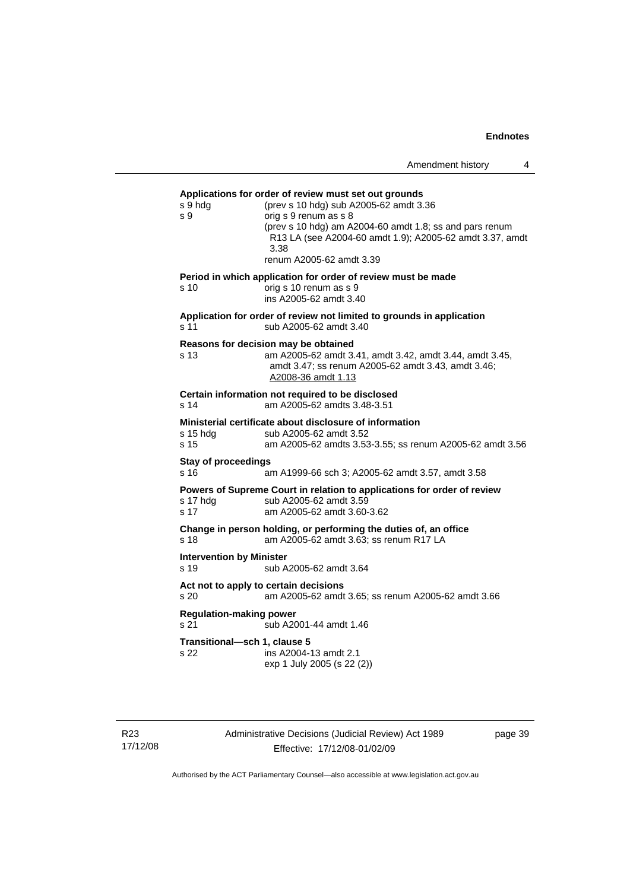**Applications for order of review must set out grounds**

s 9 hdg (prev s 10 hdg) sub A2005-62 amdt 3.36

s 9 orig s 9 renum as s 8
(prev s 10 hdg) am A2004-60 amdt 1.8; ss and pars renum R13 LA (see A2004-60 amdt 1.9); A2005-62 amdt 3.37, amdt 3.38
renum A2005-62 amdt 3.39

**Period in which application for order of review must be made**

s 10 orig s 10 renum as s 9
ins A2005-62 amdt 3.40

**Application for order of review not limited to grounds in application**

s 11 sub A2005-62 amdt 3.40

**Reasons for decision may be obtained**

s 13 am A2005-62 amdt 3.41, amdt 3.42, amdt 3.44, amdt 3.45, amdt 3.47; ss renum A2005-62 amdt 3.43, amdt 3.46; A2008-36 amdt 1.13

**Certain information not required to be disclosed**

s 14 am A2005-62 amdts 3.48-3.51

**Ministerial certificate about disclosure of information**

s 15 hdg sub A2005-62 amdt 3.52

s 15 am A2005-62 amdts 3.53-3.55; ss renum A2005-62 amdt 3.56

**Stay of proceedings**

s 16 am A1999-66 sch 3; A2005-62 amdt 3.57, amdt 3.58

**Powers of Supreme Court in relation to applications for order of review**

s 17 hdg sub A2005-62 amdt 3.59

s 17 am A2005-62 amdt 3.60-3.62

**Change in person holding, or performing the duties of, an office**

s 18 am A2005-62 amdt 3.63; ss renum R17 LA

**Intervention by Minister**

s 19 sub A2005-62 amdt 3.64

**Act not to apply to certain decisions**

s 20 am A2005-62 amdt 3.65; ss renum A2005-62 amdt 3.66

**Regulation-making power**

s 21 sub A2001-44 amdt 1.46

**Transitional—sch 1, clause 5**

s 22 ins A2004-13 amdt 2.1
exp 1 July 2005 (s 22 (2))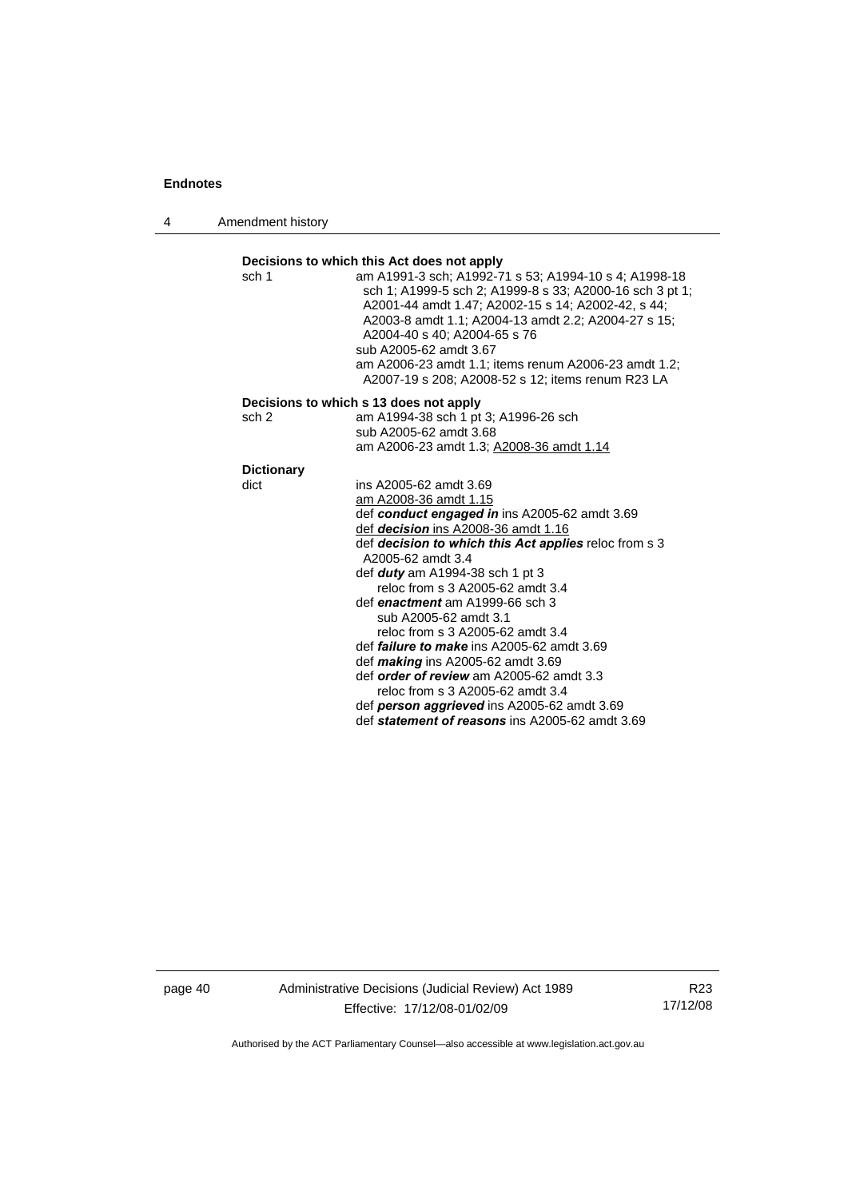**Decisions to which this Act does not apply**

sch 1 — am A1991-3 sch; A1992-71 s 53; A1994-10 s 4; A1998-18 sch 1; A1999-5 sch 2; A1999-8 s 33; A2000-16 sch 3 pt 1; A2001-44 amdt 1.47; A2002-15 s 14; A2002-42, s 44; A2003-8 amdt 1.1; A2004-13 amdt 2.2; A2004-27 s 15; A2004-40 s 40; A2004-65 s 76
sub A2005-62 amdt 3.67
am A2006-23 amdt 1.1; items renum A2006-23 amdt 1.2; A2007-19 s 208; A2008-52 s 12; items renum R23 LA

**Decisions to which s 13 does not apply**

sch 2 — am A1994-38 sch 1 pt 3; A1996-26 sch
sub A2005-62 amdt 3.68
am A2006-23 amdt 1.3; A2008-36 amdt 1.14

**Dictionary**

dict — ins A2005-62 amdt 3.69
am A2008-36 amdt 1.15
def ***conduct engaged in*** ins A2005-62 amdt 3.69
def ***decision*** ins A2008-36 amdt 1.16
def ***decision to which this Act applies*** reloc from s 3 A2005-62 amdt 3.4
def ***duty*** am A1994-38 sch 1 pt 3
reloc from s 3 A2005-62 amdt 3.4
def ***enactment*** am A1999-66 sch 3
sub A2005-62 amdt 3.1
reloc from s 3 A2005-62 amdt 3.4
def ***failure to make*** ins A2005-62 amdt 3.69
def ***making*** ins A2005-62 amdt 3.69
def ***order of review*** am A2005-62 amdt 3.3
reloc from s 3 A2005-62 amdt 3.4
def ***person aggrieved*** ins A2005-62 amdt 3.69
def ***statement of reasons*** ins A2005-62 amdt 3.69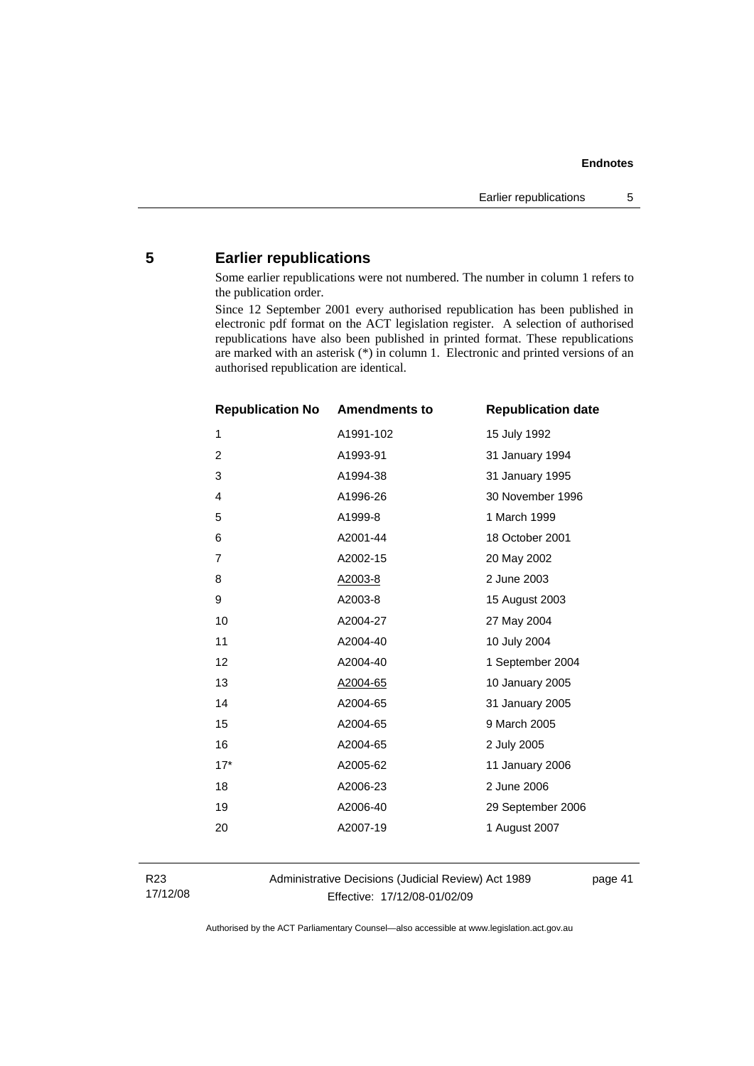## 5 Earlier republications

Some earlier republications were not numbered. The number in column 1 refers to the publication order.

Since 12 September 2001 every authorised republication has been published in electronic pdf format on the ACT legislation register. A selection of authorised republications have also been published in printed format. These republications are marked with an asterisk (*) in column 1. Electronic and printed versions of an authorised republication are identical.

| Republication No | Amendments to | Republication date |
|---|---|---|
| 1 | A1991-102 | 15 July 1992 |
| 2 | A1993-91 | 31 January 1994 |
| 3 | A1994-38 | 31 January 1995 |
| 4 | A1996-26 | 30 November 1996 |
| 5 | A1999-8 | 1 March 1999 |
| 6 | A2001-44 | 18 October 2001 |
| 7 | A2002-15 | 20 May 2002 |
| 8 | A2003-8 | 2 June 2003 |
| 9 | A2003-8 | 15 August 2003 |
| 10 | A2004-27 | 27 May 2004 |
| 11 | A2004-40 | 10 July 2004 |
| 12 | A2004-40 | 1 September 2004 |
| 13 | A2004-65 | 10 January 2005 |
| 14 | A2004-65 | 31 January 2005 |
| 15 | A2004-65 | 9 March 2005 |
| 16 | A2004-65 | 2 July 2005 |
| 17* | A2005-62 | 11 January 2006 |
| 18 | A2006-23 | 2 June 2006 |
| 19 | A2006-40 | 29 September 2006 |
| 20 | A2007-19 | 1 August 2007 |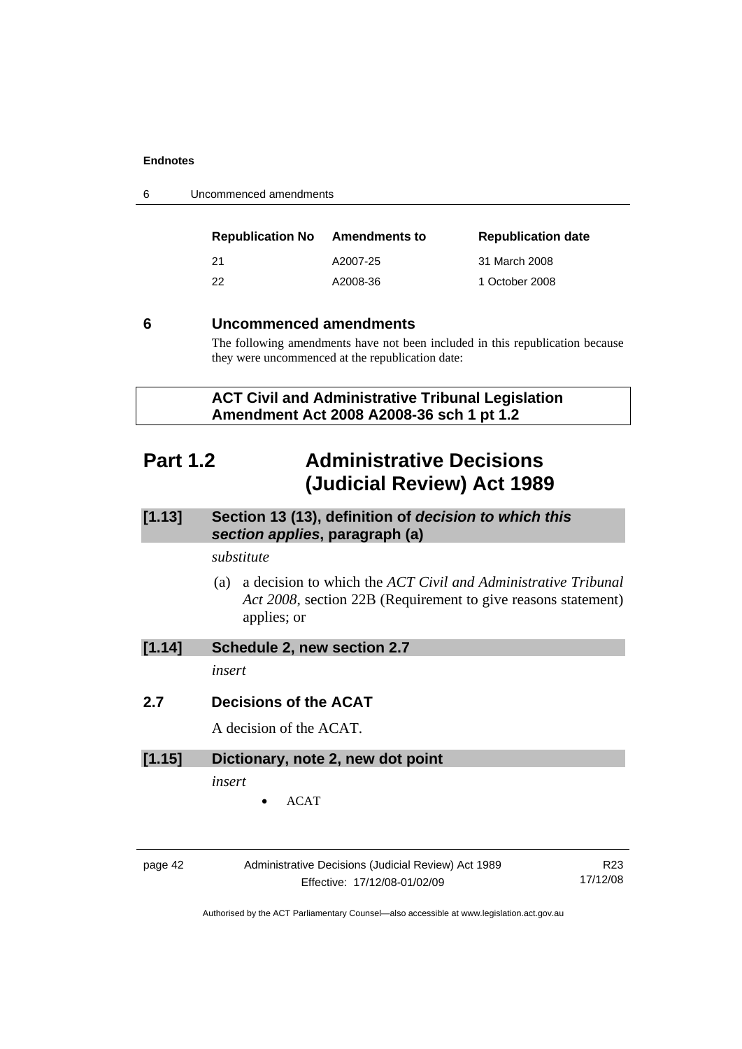| Republication No | Amendments to | Republication date |
|---|---|---|
| 21 | A2007-25 | 31 March 2008 |
| 22 | A2008-36 | 1 October 2008 |

## 6 Uncommenced amendments

The following amendments have not been included in this republication because they were uncommenced at the republication date:

**ACT Civil and Administrative Tribunal Legislation Amendment Act 2008 A2008-36 sch 1 pt 1.2**

# Part 1.2 Administrative Decisions (Judicial Review) Act 1989

### [1.13] Section 13 (13), definition of *decision to which this section applies*, paragraph (a)

*substitute*

(a) a decision to which the *ACT Civil and Administrative Tribunal Act 2008*, section 22B (Requirement to give reasons statement) applies; or

### [1.14] Schedule 2, new section 2.7

*insert*

### 2.7 Decisions of the ACAT

A decision of the ACAT.

### [1.15] Dictionary, note 2, new dot point

*insert*

- ACAT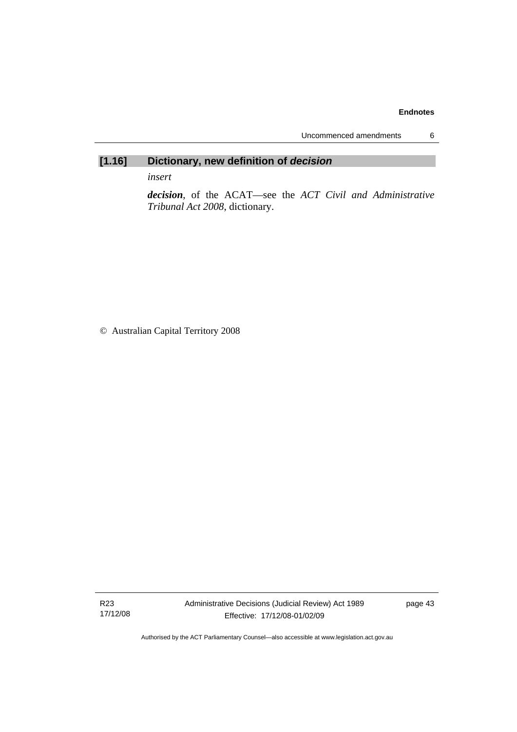### [1.16] Dictionary, new definition of ***decision***

*insert*

***decision***, of the ACAT—see the *ACT Civil and Administrative Tribunal Act 2008*, dictionary.

© Australian Capital Territory 2008